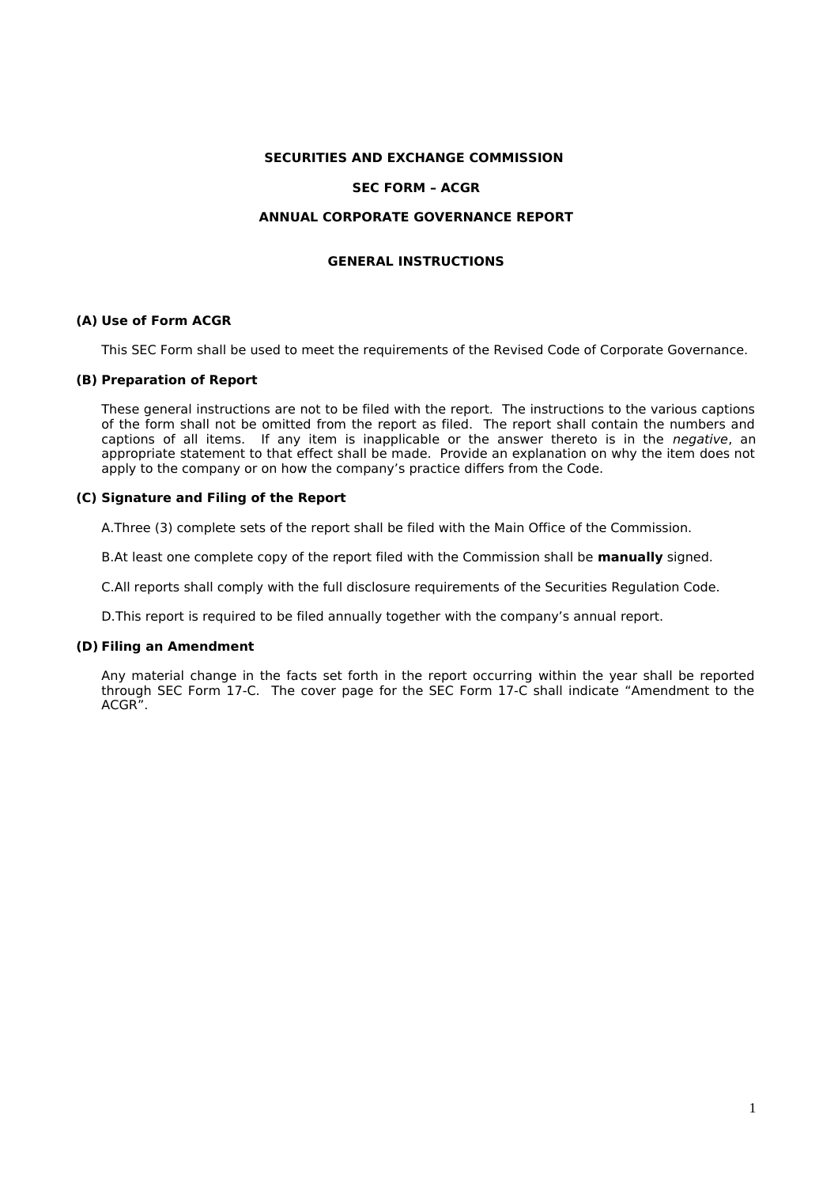# SECURITIES AND EXCHANGE COMMISSION

## SEC FORM – ACGR

## ANNUAL CORPORATE GOVERNANCE REPORT

### GENERAL INSTRUCTIONS

**(A) Use of Form ACGR**

This SEC Form shall be used to meet the requirements of the Revised Code of Corporate Governance.

**(B) Preparation of Report**

These general instructions are not to be filed with the report. The instructions to the various captions of the form shall not be omitted from the report as filed. The report shall contain the numbers and captions of all items. If any item is inapplicable or the answer thereto is in the *negative*, an appropriate statement to that effect shall be made. Provide an explanation on why the item does not apply to the company or on how the company's practice differs from the Code.

**(C) Signature and Filing of the Report**

A. Three (3) complete sets of the report shall be filed with the Main Office of the Commission.

B. At least one complete copy of the report filed with the Commission shall be **manually** signed.

C. All reports shall comply with the full disclosure requirements of the Securities Regulation Code.

D. This report is required to be filed annually together with the company's annual report.

**(D) Filing an Amendment**

Any material change in the facts set forth in the report occurring within the year shall be reported through SEC Form 17-C. The cover page for the SEC Form 17-C shall indicate "Amendment to the ACGR".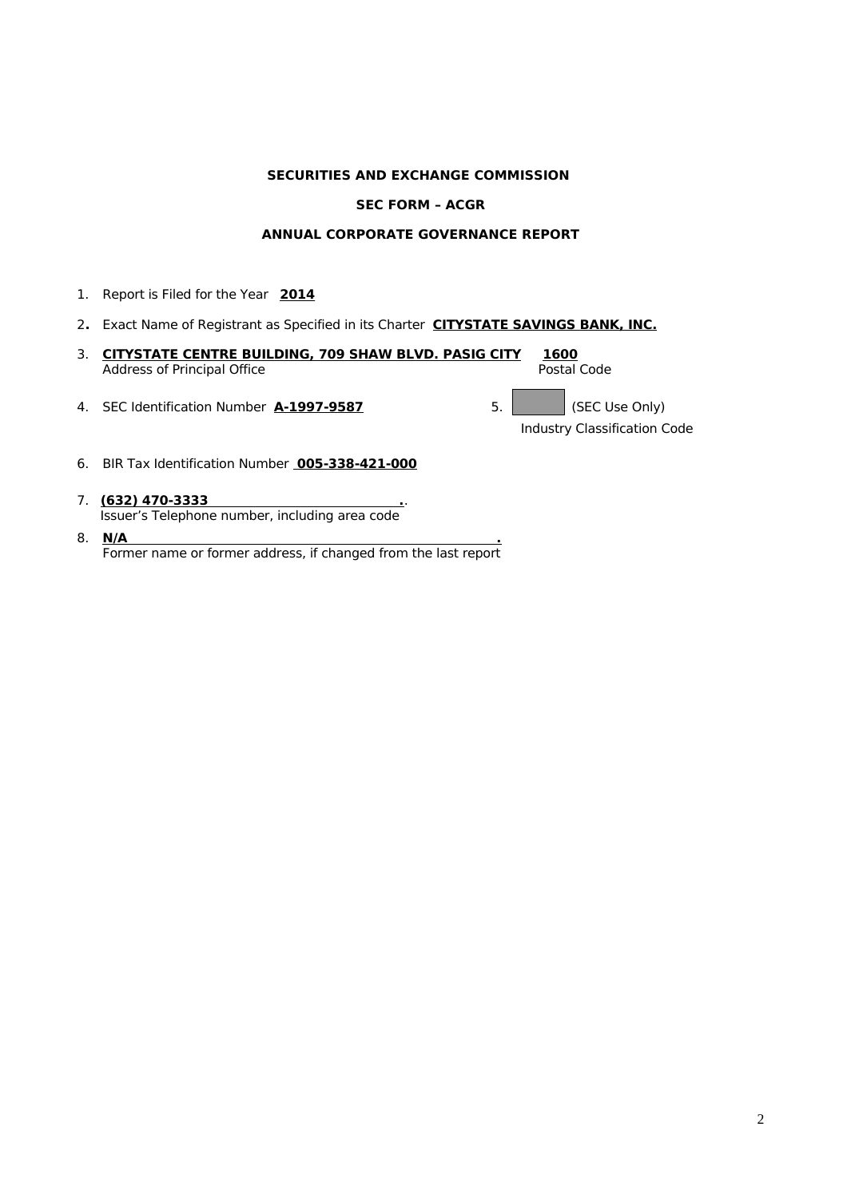**SECURITIES AND EXCHANGE COMMISSION**

**SEC FORM – ACGR**

**ANNUAL CORPORATE GOVERNANCE REPORT**

1. Report is Filed for the Year **2014**

2. Exact Name of Registrant as Specified in its Charter **CITYSTATE SAVINGS BANK, INC.**

3. **CITYSTATE CENTRE BUILDING, 709 SHAW BLVD. PASIG CITY** **1600**
   Address of Principal Office Postal Code

4. SEC Identification Number **A-1997-9587**

5. (SEC Use Only)
   Industry Classification Code

6. BIR Tax Identification Number **005-338-421-000**

7. **(632) 470-3333**
   Issuer's Telephone number, including area code

8. **N/A**
   Former name or former address, if changed from the last report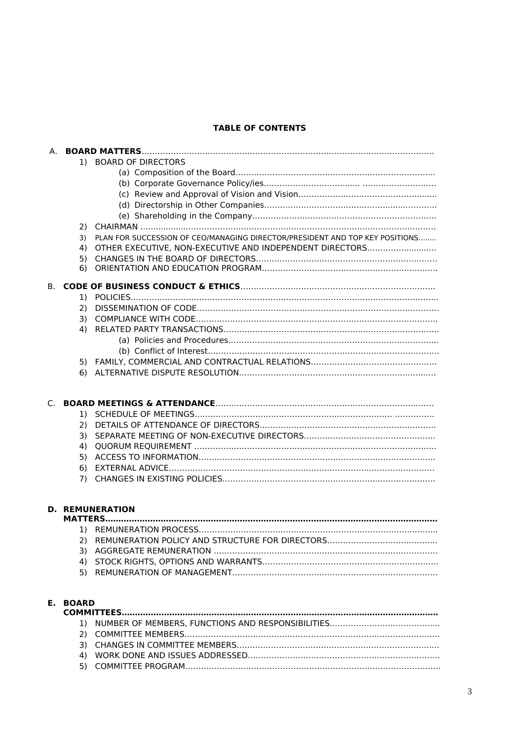# TABLE OF CONTENTS

A. **BOARD MATTERS**
   1) BOARD OF DIRECTORS
      (a) Composition of the Board
      (b) Corporate Governance Policy/ies
      (c) Review and Approval of Vision and Vision
      (d) Directorship in Other Companies
      (e) Shareholding in the Company
   2) CHAIRMAN
   3) PLAN FOR SUCCESSION OF CEO/MANAGING DIRECTOR/PRESIDENT AND TOP KEY POSITIONS
   4) OTHER EXECUTIVE, NON-EXECUTIVE AND INDEPENDENT DIRECTORS
   5) CHANGES IN THE BOARD OF DIRECTORS
   6) ORIENTATION AND EDUCATION PROGRAM

B. **CODE OF BUSINESS CONDUCT & ETHICS**
   1) POLICIES
   2) DISSEMINATION OF CODE
   3) COMPLIANCE WITH CODE
   4) RELATED PARTY TRANSACTIONS
      (a) Policies and Procedures
      (b) Conflict of Interest
   5) FAMILY, COMMERCIAL AND CONTRACTUAL RELATIONS
   6) ALTERNATIVE DISPUTE RESOLUTION

C. **BOARD MEETINGS & ATTENDANCE**
   1) SCHEDULE OF MEETINGS
   2) DETAILS OF ATTENDANCE OF DIRECTORS
   3) SEPARATE MEETING OF NON-EXECUTIVE DIRECTORS
   4) QUORUM REQUIREMENT
   5) ACCESS TO INFORMATION
   6) EXTERNAL ADVICE
   7) CHANGES IN EXISTING POLICIES

D. **REMUNERATION MATTERS**
   1) REMUNERATION PROCESS
   2) REMUNERATION POLICY AND STRUCTURE FOR DIRECTORS
   3) AGGREGATE REMUNERATION
   4) STOCK RIGHTS, OPTIONS AND WARRANTS
   5) REMUNERATION OF MANAGEMENT

E. **BOARD COMMITTEES**
   1) NUMBER OF MEMBERS, FUNCTIONS AND RESPONSIBILITIES
   2) COMMITTEE MEMBERS
   3) CHANGES IN COMMITTEE MEMBERS
   4) WORK DONE AND ISSUES ADDRESSED
   5) COMMITTEE PROGRAM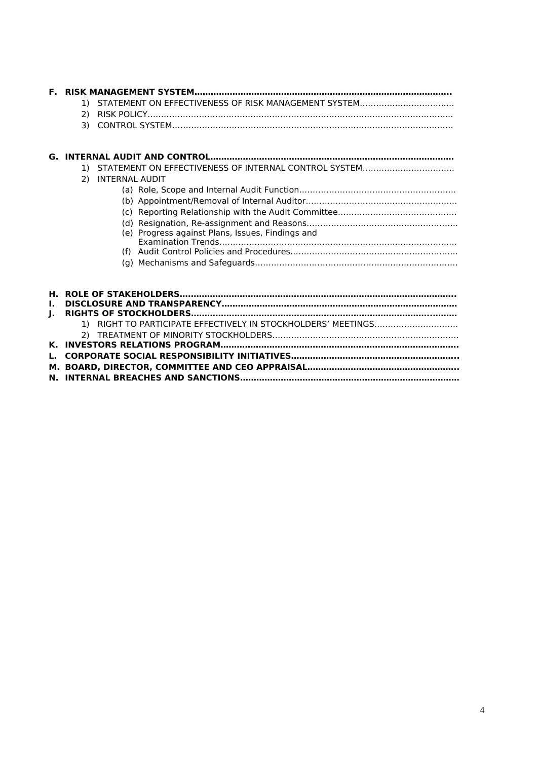**F. RISK MANAGEMENT SYSTEM……………………………………………………………………………………**

1) STATEMENT ON EFFECTIVENESS OF RISK MANAGEMENT SYSTEM……………………………
2) RISK POLICY………………………………………………………………………………………………
3) CONTROL SYSTEM……………………………………………………………………………………

**G. INTERNAL AUDIT AND CONTROL………………………………………………………………………………**

1) STATEMENT ON EFFECTIVENESS OF INTERNAL CONTROL SYSTEM……………………………
2) INTERNAL AUDIT
   - (a) Role, Scope and Internal Audit Function…………………………………………………
   - (b) Appointment/Removal of Internal Auditor………………………………………………
   - (c) Reporting Relationship with the Audit Committee……………………………………
   - (d) Resignation, Re-assignment and Reasons………………………………………………
   - (e) Progress against Plans, Issues, Findings and Examination Trends…………………………………………………………………………
   - (f) Audit Control Policies and Procedures…………………………………………………
   - (g) Mechanisms and Safeguards………………………………………………………………

**H. ROLE OF STAKEHOLDERS………………………………………………………………………………………**

**I. DISCLOSURE AND TRANSPARENCY……………………………………………………………………………**

**J. RIGHTS OF STOCKHOLDERS……………………………………………………………………………………**

1) RIGHT TO PARTICIPATE EFFECTIVELY IN STOCKHOLDERS' MEETINGS…………………………
2) TREATMENT OF MINORITY STOCKHOLDERS…………………………………………………………

**K. INVESTORS RELATIONS PROGRAM……………………………………………………………………………**

**L. CORPORATE SOCIAL RESPONSIBILITY INITIATIVES…………………………………………………………**

**M. BOARD, DIRECTOR, COMMITTEE AND CEO APPRAISAL………………………………………………**

**N. INTERNAL BREACHES AND SANCTIONS……………………………………………………………………**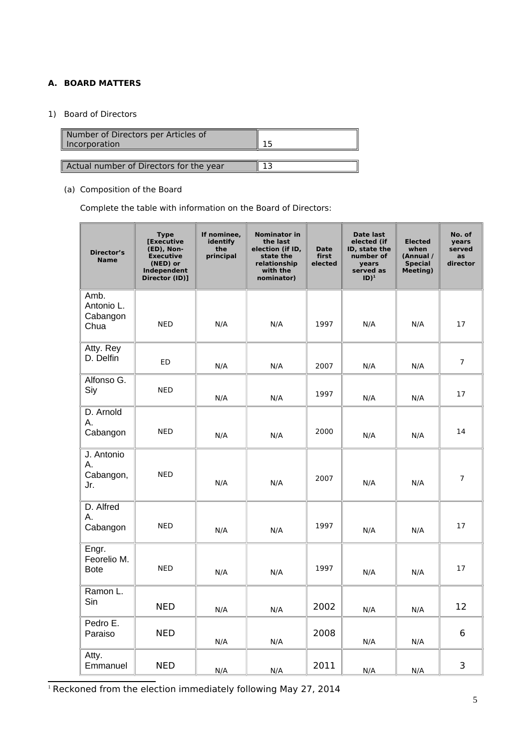## A. BOARD MATTERS

1) Board of Directors

| Number of Directors per Articles of Incorporation | 15 |
|---|---|
| Actual number of Directors for the year | 13 |

(a) Composition of the Board

Complete the table with information on the Board of Directors:

| Director's Name | Type [Executive (ED), Non-Executive (NED) or Independent Director (ID)] | If nominee, identify the principal | Nominator in the last election (if ID, state the relationship with the nominator) | Date first elected | Date last elected (if ID, state the number of years served as ID)[1] | Elected when (Annual / Special Meeting) | No. of years served as director |
|---|---|---|---|---|---|---|---|
| Amb. Antonio L. Cabangon Chua | NED | N/A | N/A | 1997 | N/A | N/A | 17 |
| Atty. Rey D. Delfin | ED | N/A | N/A | 2007 | N/A | N/A | 7 |
| Alfonso G. Siy | NED | N/A | N/A | 1997 | N/A | N/A | 17 |
| D. Arnold A. Cabangon | NED | N/A | N/A | 2000 | N/A | N/A | 14 |
| J. Antonio A. Cabangon, Jr. | NED | N/A | N/A | 2007 | N/A | N/A | 7 |
| D. Alfred A. Cabangon | NED | N/A | N/A | 1997 | N/A | N/A | 17 |
| Engr. Feorelio M. Bote | NED | N/A | N/A | 1997 | N/A | N/A | 17 |
| Ramon L. Sin | NED | N/A | N/A | 2002 | N/A | N/A | 12 |
| Pedro E. Paraiso | NED | N/A | N/A | 2008 | N/A | N/A | 6 |
| Atty. Emmanuel | NED | N/A | N/A | 2011 | N/A | N/A | 3 |

[1] Reckoned from the election immediately following May 27, 2014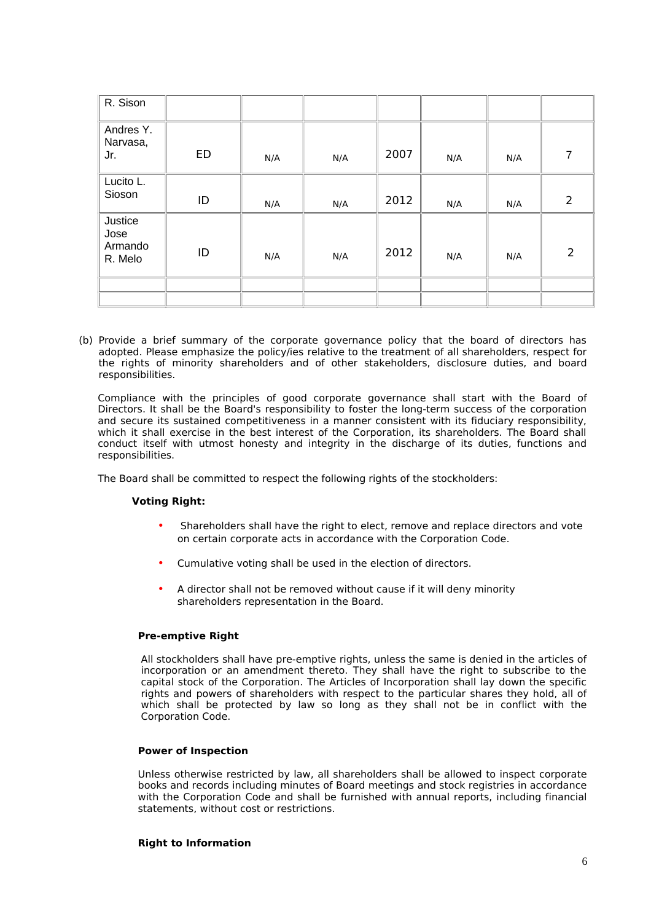| | | | | | | | |
|---|---|---|---|---|---|---|---|
| R. Sison | | | | | | | |
| Andres Y. Narvasa, Jr. | ED | N/A | N/A | 2007 | N/A | N/A | 7 |
| Lucito L. Sioson | ID | N/A | N/A | 2012 | N/A | N/A | 2 |
| Justice Jose Armando R. Melo | ID | N/A | N/A | 2012 | N/A | N/A | 2 |
| | | | | | | | |
| | | | | | | | |

(b) Provide a brief summary of the corporate governance policy that the board of directors has adopted. Please emphasize the policy/ies relative to the treatment of all shareholders, respect for the rights of minority shareholders and of other stakeholders, disclosure duties, and board responsibilities.

Compliance with the principles of good corporate governance shall start with the Board of Directors. It shall be the Board's responsibility to foster the long-term success of the corporation and secure its sustained competitiveness in a manner consistent with its fiduciary responsibility, which it shall exercise in the best interest of the Corporation, its shareholders. The Board shall conduct itself with utmost honesty and integrity in the discharge of its duties, functions and responsibilities.

The Board shall be committed to respect the following rights of the stockholders:

**Voting Right:**

- Shareholders shall have the right to elect, remove and replace directors and vote on certain corporate acts in accordance with the Corporation Code.
- Cumulative voting shall be used in the election of directors.
- A director shall not be removed without cause if it will deny minority shareholders representation in the Board.

**Pre-emptive Right**

All stockholders shall have pre-emptive rights, unless the same is denied in the articles of incorporation or an amendment thereto. They shall have the right to subscribe to the capital stock of the Corporation. The Articles of Incorporation shall lay down the specific rights and powers of shareholders with respect to the particular shares they hold, all of which shall be protected by law so long as they shall not be in conflict with the Corporation Code.

**Power of Inspection**

Unless otherwise restricted by law, all shareholders shall be allowed to inspect corporate books and records including minutes of Board meetings and stock registries in accordance with the Corporation Code and shall be furnished with annual reports, including financial statements, without cost or restrictions.

**Right to Information**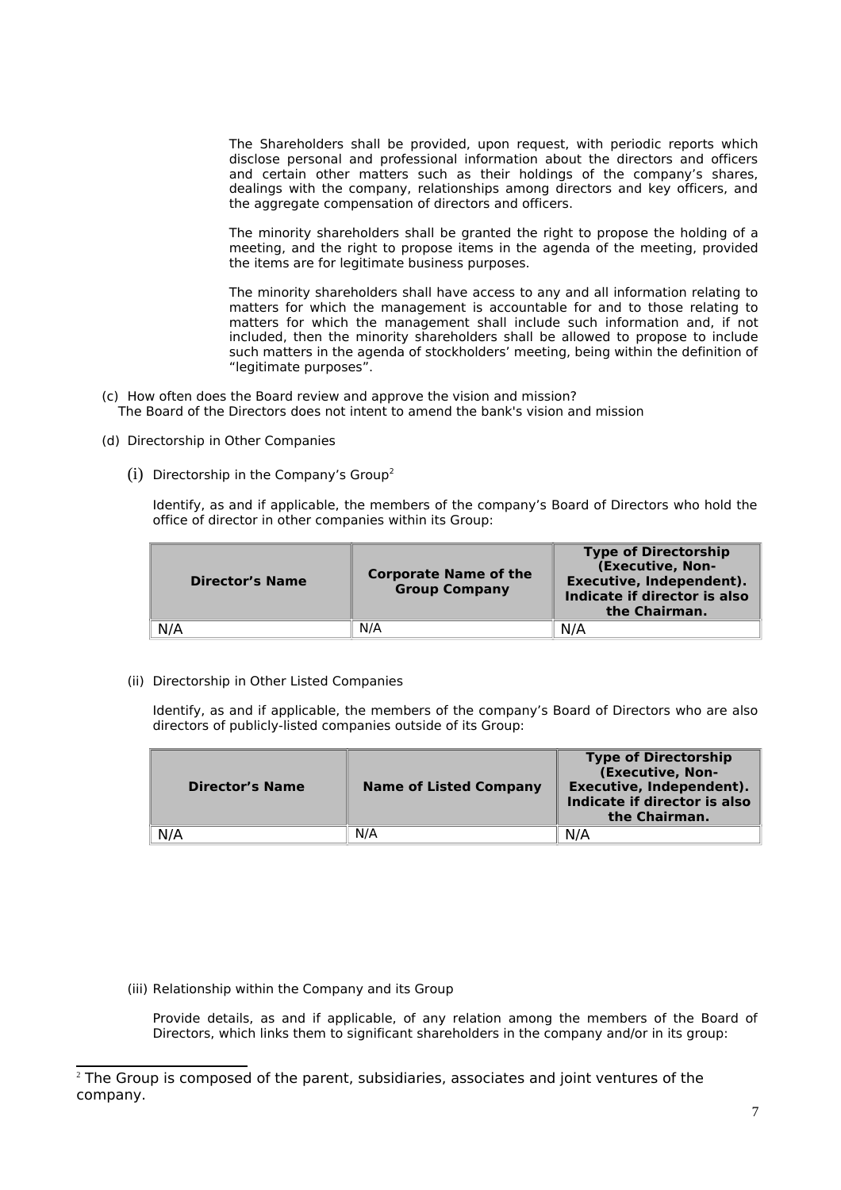The Shareholders shall be provided, upon request, with periodic reports which disclose personal and professional information about the directors and officers and certain other matters such as their holdings of the company's shares, dealings with the company, relationships among directors and key officers, and the aggregate compensation of directors and officers.

The minority shareholders shall be granted the right to propose the holding of a meeting, and the right to propose items in the agenda of the meeting, provided the items are for legitimate business purposes.

The minority shareholders shall have access to any and all information relating to matters for which the management is accountable for and to those relating to matters for which the management shall include such information and, if not included, then the minority shareholders shall be allowed to propose to include such matters in the agenda of stockholders' meeting, being within the definition of "legitimate purposes".

(c) How often does the Board review and approve the vision and mission?
The Board of the Directors does not intent to amend the bank's vision and mission

(d) Directorship in Other Companies

(i) Directorship in the Company's Group[2]

Identify, as and if applicable, the members of the company's Board of Directors who hold the office of director in other companies within its Group:

| Director's Name | Corporate Name of the Group Company | Type of Directorship (Executive, Non-Executive, Independent). Indicate if director is also the Chairman. |
|---|---|---|
| N/A | N/A | N/A |

(ii) Directorship in Other Listed Companies

Identify, as and if applicable, the members of the company's Board of Directors who are also directors of publicly-listed companies outside of its Group:

| Director's Name | Name of Listed Company | Type of Directorship (Executive, Non-Executive, Independent). Indicate if director is also the Chairman. |
|---|---|---|
| N/A | N/A | N/A |

(iii) Relationship within the Company and its Group

Provide details, as and if applicable, of any relation among the members of the Board of Directors, which links them to significant shareholders in the company and/or in its group:

---

[2] The Group is composed of the parent, subsidiaries, associates and joint ventures of the company.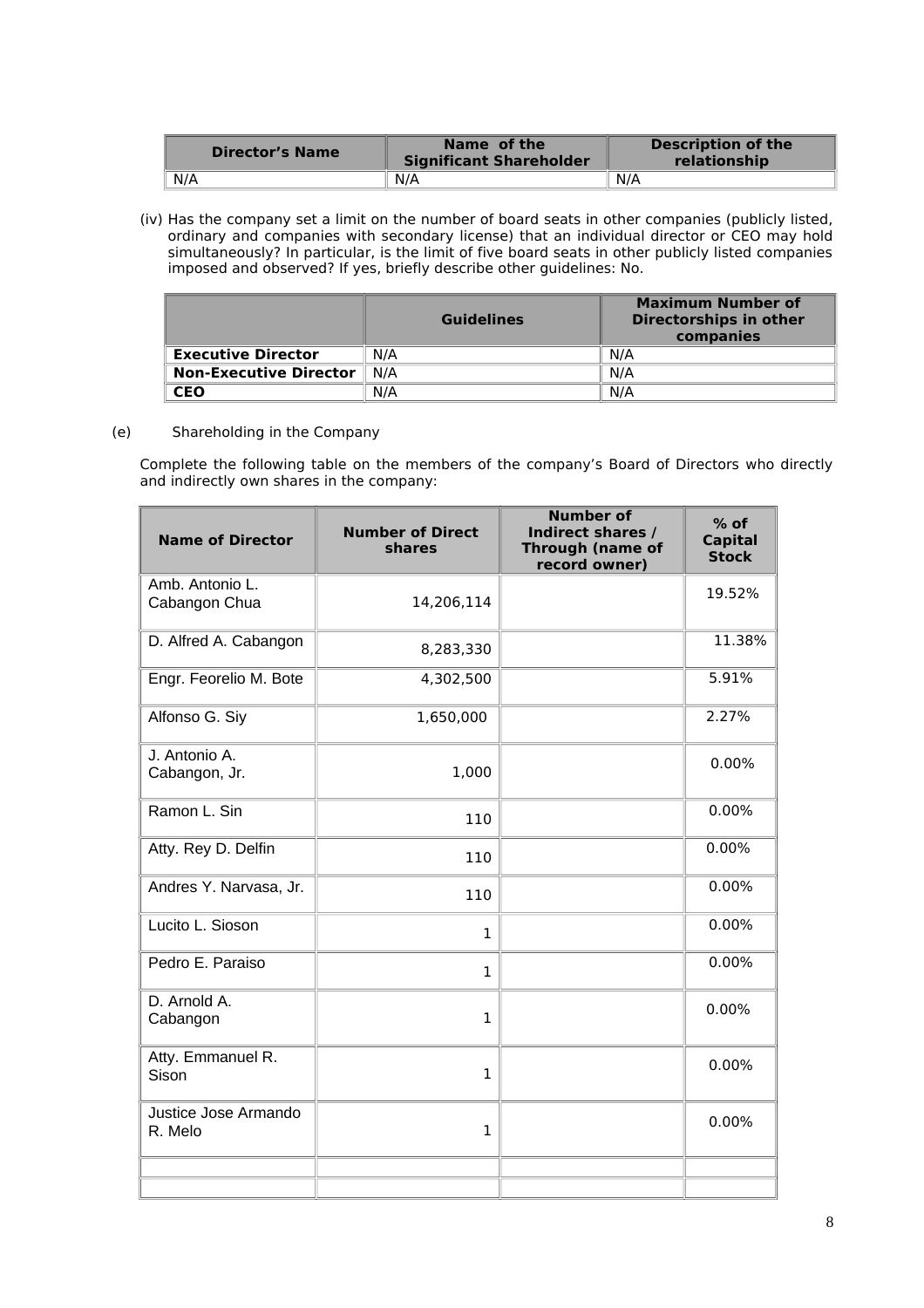| Director's Name | Name of the Significant Shareholder | Description of the relationship |
|---|---|---|
| N/A | N/A | N/A |

(iv) Has the company set a limit on the number of board seats in other companies (publicly listed, ordinary and companies with secondary license) that an individual director or CEO may hold simultaneously? In particular, is the limit of five board seats in other publicly listed companies imposed and observed? If yes, briefly describe other guidelines: No.

| | Guidelines | Maximum Number of Directorships in other companies |
|---|---|---|
| **Executive Director** | N/A | N/A |
| **Non-Executive Director** | N/A | N/A |
| **CEO** | N/A | N/A |

(e) Shareholding in the Company

Complete the following table on the members of the company's Board of Directors who directly and indirectly own shares in the company:

| Name of Director | Number of Direct shares | Number of Indirect shares / Through (name of record owner) | % of Capital Stock |
|---|---|---|---|
| Amb. Antonio L. Cabangon Chua | 14,206,114 | | 19.52% |
| D. Alfred A. Cabangon | 8,283,330 | | 11.38% |
| Engr. Feorelio M. Bote | 4,302,500 | | 5.91% |
| Alfonso G. Siy | 1,650,000 | | 2.27% |
| J. Antonio A. Cabangon, Jr. | 1,000 | | 0.00% |
| Ramon L. Sin | 110 | | 0.00% |
| Atty. Rey D. Delfin | 110 | | 0.00% |
| Andres Y. Narvasa, Jr. | 110 | | 0.00% |
| Lucito L. Sioson | 1 | | 0.00% |
| Pedro E. Paraiso | 1 | | 0.00% |
| D. Arnold A. Cabangon | 1 | | 0.00% |
| Atty. Emmanuel R. Sison | 1 | | 0.00% |
| Justice Jose Armando R. Melo | 1 | | 0.00% |
| | | | |
| | | | |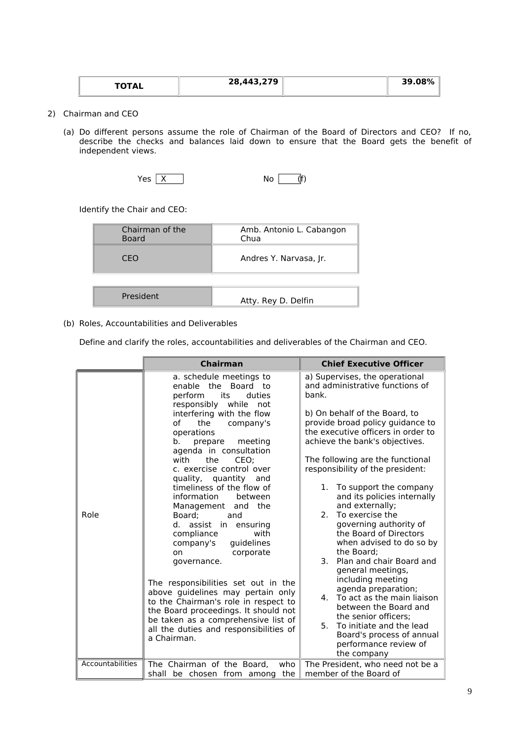| TOTAL | 28,443,279 | | 39.08% |
|---|---|---|---|

2) Chairman and CEO

(a) Do different persons assume the role of Chairman of the Board of Directors and CEO? If no, describe the checks and balances laid down to ensure that the Board gets the benefit of independent views.

Yes [ X ] No [ ] (f)

Identify the Chair and CEO:

| Chairman of the Board | Amb. Antonio L. Cabangon Chua |
|---|---|
| CEO | Andres Y. Narvasa, Jr. |

| President | Atty. Rey D. Delfin |
|---|---|

(b) Roles, Accountabilities and Deliverables

Define and clarify the roles, accountabilities and deliverables of the Chairman and CEO.

| | Chairman | Chief Executive Officer |
|---|---|---|
| Role | a. schedule meetings to enable the Board to perform its duties responsibly while not interfering with the flow of the company's operations<br>b. prepare meeting agenda in consultation with the CEO;<br>c. exercise control over quality, quantity and timeliness of the flow of information between Management and the Board; and<br>d. assist in ensuring compliance with company's guidelines on corporate governance.<br><br>The responsibilities set out in the above guidelines may pertain only to the Chairman's role in respect to the Board proceedings. It should not be taken as a comprehensive list of all the duties and responsibilities of a Chairman. | a) Supervises, the operational and administrative functions of bank.<br><br>b) On behalf of the Board, to provide broad policy guidance to the executive officers in order to achieve the bank's objectives.<br><br>The following are the functional responsibility of the president:<br><br>1. To support the company and its policies internally and externally;<br>2. To exercise the governing authority of the Board of Directors when advised to do so by the Board;<br>3. Plan and chair Board and general meetings, including meeting agenda preparation;<br>4. To act as the main liaison between the Board and the senior officers;<br>5. To initiate and the lead Board's process of annual performance review of the company |
| Accountabilities | The Chairman of the Board, who shall be chosen from among the | The President, who need not be a member of the Board of |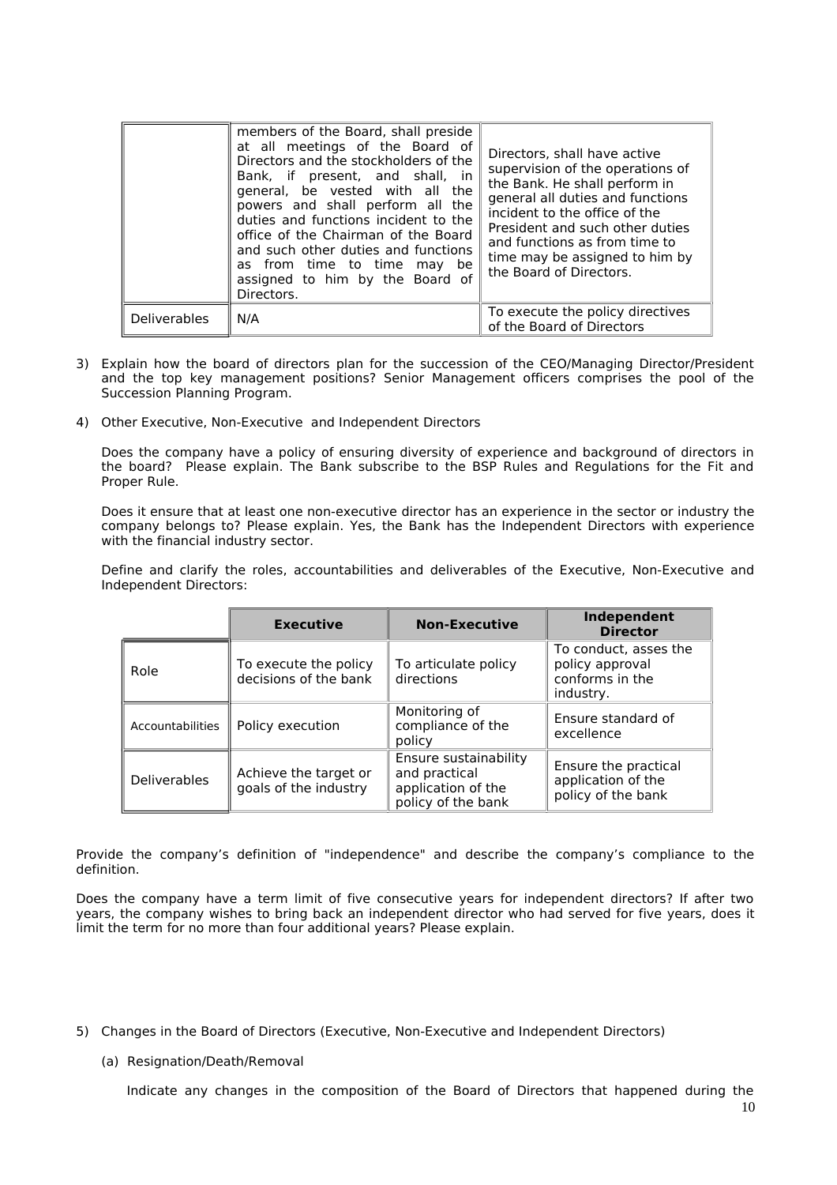| | | |
|---|---|---|
| | members of the Board, shall preside at all meetings of the Board of Directors and the stockholders of the Bank, if present, and shall, in general, be vested with all the powers and shall perform all the duties and functions incident to the office of the Chairman of the Board and such other duties and functions as from time to time may be assigned to him by the Board of Directors. | Directors, shall have active supervision of the operations of the Bank. He shall perform in general all duties and functions incident to the office of the President and such other duties and functions as from time to time may be assigned to him by the Board of Directors. |
| Deliverables | N/A | To execute the policy directives of the Board of Directors |

3) Explain how the board of directors plan for the succession of the CEO/Managing Director/President and the top key management positions? Senior Management officers comprises the pool of the Succession Planning Program.

4) Other Executive, Non-Executive and Independent Directors

   Does the company have a policy of ensuring diversity of experience and background of directors in the board? Please explain. The Bank subscribe to the BSP Rules and Regulations for the Fit and Proper Rule.

   Does it ensure that at least one non-executive director has an experience in the sector or industry the company belongs to? Please explain. Yes, the Bank has the Independent Directors with experience with the financial industry sector.

   Define and clarify the roles, accountabilities and deliverables of the Executive, Non-Executive and Independent Directors:

| | Executive | Non-Executive | Independent Director |
|---|---|---|---|
| Role | To execute the policy decisions of the bank | To articulate policy directions | To conduct, asses the policy approval conforms in the industry. |
| Accountabilities | Policy execution | Monitoring of compliance of the policy | Ensure standard of excellence |
| Deliverables | Achieve the target or goals of the industry | Ensure sustainability and practical application of the policy of the bank | Ensure the practical application of the policy of the bank |

Provide the company's definition of "independence" and describe the company's compliance to the definition.

Does the company have a term limit of five consecutive years for independent directors? If after two years, the company wishes to bring back an independent director who had served for five years, does it limit the term for no more than four additional years? Please explain.

5) Changes in the Board of Directors (Executive, Non-Executive and Independent Directors)

   (a) Resignation/Death/Removal

   Indicate any changes in the composition of the Board of Directors that happened during the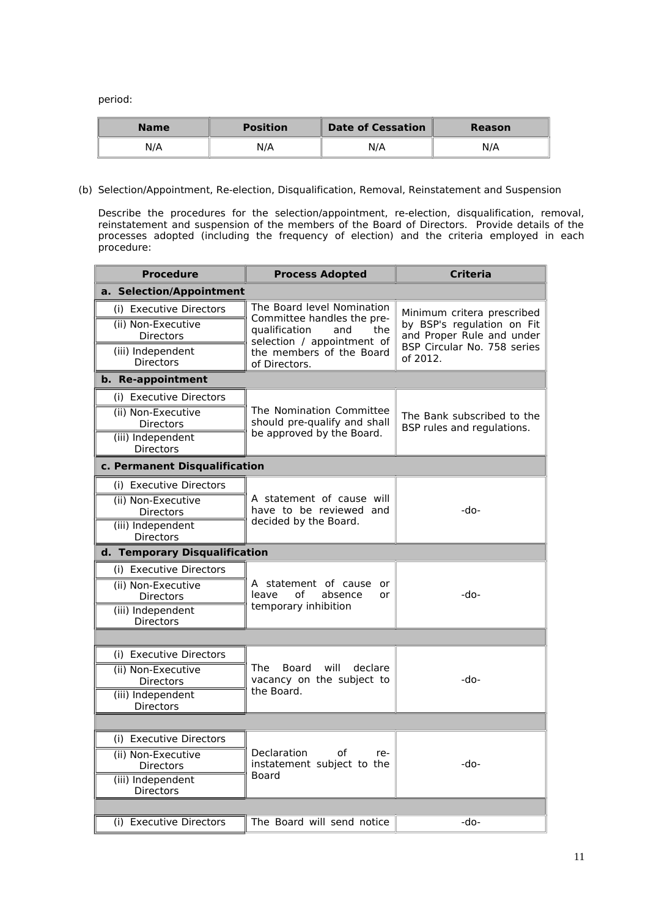period:

| Name | Position | Date of Cessation | Reason |
|---|---|---|---|
| N/A | N/A | N/A | N/A |

(b) Selection/Appointment, Re-election, Disqualification, Removal, Reinstatement and Suspension

Describe the procedures for the selection/appointment, re-election, disqualification, removal, reinstatement and suspension of the members of the Board of Directors. Provide details of the processes adopted (including the frequency of election) and the criteria employed in each procedure:

| Procedure | Process Adopted | Criteria |
|---|---|---|
| **a. Selection/Appointment** | | |
| (i) Executive Directors<br>(ii) Non-Executive Directors<br>(iii) Independent Directors | The Board level Nomination Committee handles the pre-qualification and the selection / appointment of the members of the Board of Directors. | Minimum critera prescribed by BSP's regulation on Fit and Proper Rule and under BSP Circular No. 758 series of 2012. |
| **b. Re-appointment** | | |
| (i) Executive Directors<br>(ii) Non-Executive Directors<br>(iii) Independent Directors | The Nomination Committee should pre-qualify and shall be approved by the Board. | The Bank subscribed to the BSP rules and regulations. |
| **c. Permanent Disqualification** | | |
| (i) Executive Directors<br>(ii) Non-Executive Directors<br>(iii) Independent Directors | A statement of cause will have to be reviewed and decided by the Board. | -do- |
| **d. Temporary Disqualification** | | |
| (i) Executive Directors<br>(ii) Non-Executive Directors<br>(iii) Independent Directors | A statement of cause or leave of absence or temporary inhibition | -do- |
| | | |
| (i) Executive Directors<br>(ii) Non-Executive Directors<br>(iii) Independent Directors | The Board will declare vacancy on the subject to the Board. | -do- |
| | | |
| (i) Executive Directors<br>(ii) Non-Executive Directors<br>(iii) Independent Directors | Declaration of re-instatement subject to the Board | -do- |
| | | |
| (i) Executive Directors | The Board will send notice | -do- |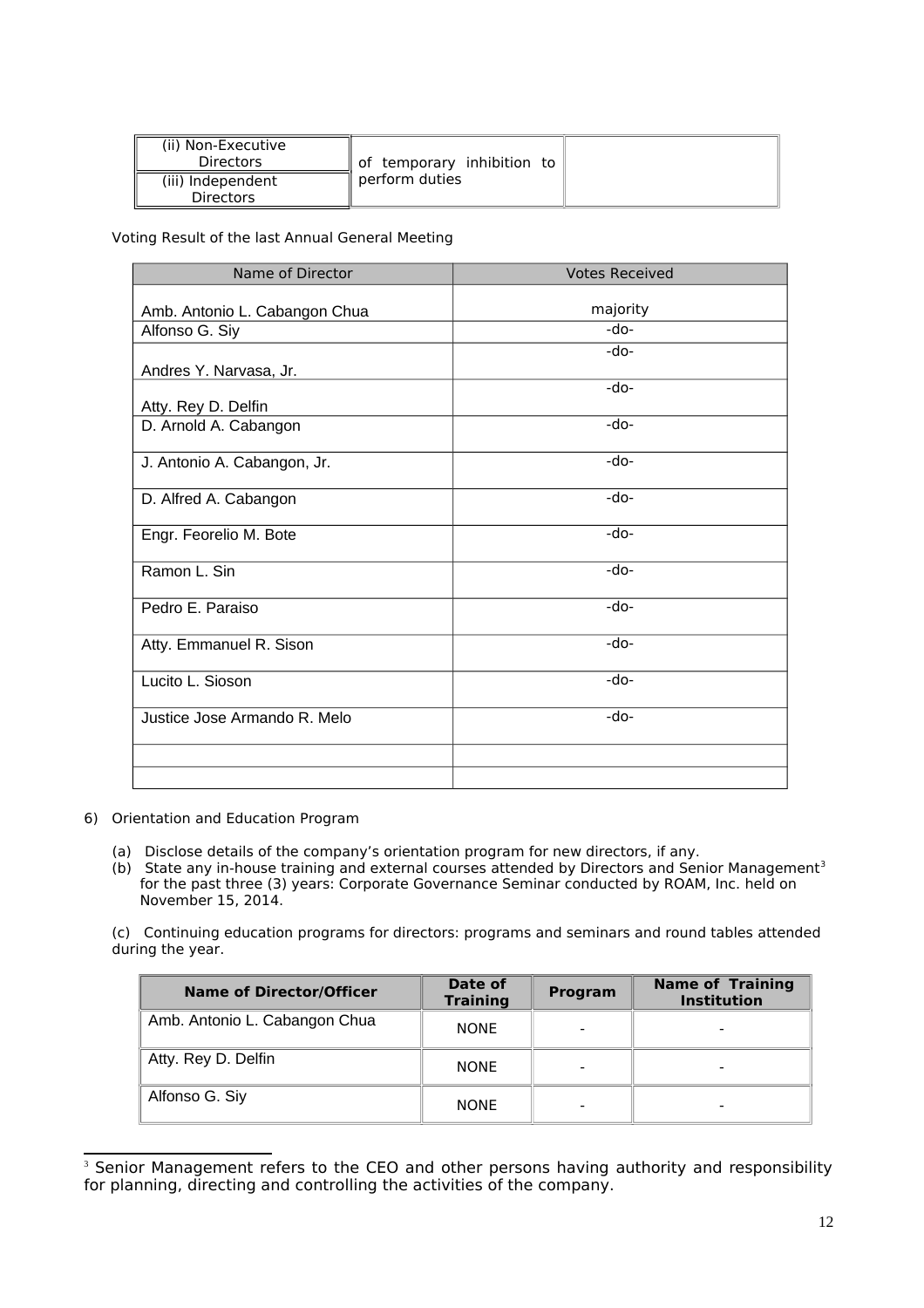| (ii) Non-Executive Directors | of temporary inhibition to perform duties | |
|---|---|---|
| (iii) Independent Directors | | |

Voting Result of the last Annual General Meeting

| Name of Director | Votes Received |
|---|---|
| Amb. Antonio L. Cabangon Chua | majority |
| Alfonso G. Siy | -do- |
| Andres Y. Narvasa, Jr. | -do- |
| Atty. Rey D. Delfin | -do- |
| D. Arnold A. Cabangon | -do- |
| J. Antonio A. Cabangon, Jr. | -do- |
| D. Alfred A. Cabangon | -do- |
| Engr. Feorelio M. Bote | -do- |
| Ramon L. Sin | -do- |
| Pedro E. Paraiso | -do- |
| Atty. Emmanuel R. Sison | -do- |
| Lucito L. Sioson | -do- |
| Justice Jose Armando R. Melo | -do- |
| | |
| | |

6) Orientation and Education Program

(a) Disclose details of the company's orientation program for new directors, if any.
(b) State any in-house training and external courses attended by Directors and Senior Management[3] for the past three (3) years: Corporate Governance Seminar conducted by ROAM, Inc. held on November 15, 2014.

(c) Continuing education programs for directors: programs and seminars and round tables attended during the year.

| Name of Director/Officer | Date of Training | Program | Name of Training Institution |
|---|---|---|---|
| Amb. Antonio L. Cabangon Chua | NONE | - | - |
| Atty. Rey D. Delfin | NONE | - | - |
| Alfonso G. Siy | NONE | - | - |

[3] Senior Management refers to the CEO and other persons having authority and responsibility for planning, directing and controlling the activities of the company.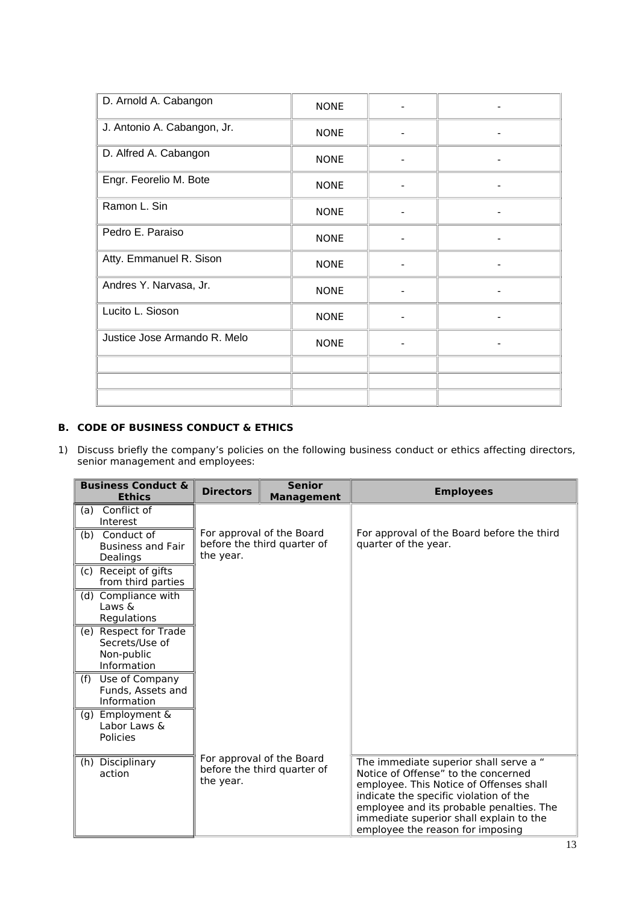| | | | |
|---|---|---|---|
| D. Arnold A. Cabangon | NONE | - | - |
| J. Antonio A. Cabangon, Jr. | NONE | - | - |
| D. Alfred A. Cabangon | NONE | - | - |
| Engr. Feorelio M. Bote | NONE | - | - |
| Ramon L. Sin | NONE | - | - |
| Pedro E. Paraiso | NONE | - | - |
| Atty. Emmanuel R. Sison | NONE | - | - |
| Andres Y. Narvasa, Jr. | NONE | - | - |
| Lucito L. Sioson | NONE | - | - |
| Justice Jose Armando R. Melo | NONE | - | - |
| | | | |
| | | | |
| | | | |

**B. CODE OF BUSINESS CONDUCT & ETHICS**

1) Discuss briefly the company's policies on the following business conduct or ethics affecting directors, senior management and employees:

| Business Conduct & Ethics | Directors | Senior Management | Employees |
|---|---|---|---|
| (a) Conflict of Interest | For approval of the Board before the third quarter of the year. | | For approval of the Board before the third quarter of the year. |
| (b) Conduct of Business and Fair Dealings | | | |
| (c) Receipt of gifts from third parties | | | |
| (d) Compliance with Laws & Regulations | | | |
| (e) Respect for Trade Secrets/Use of Non-public Information | | | |
| (f) Use of Company Funds, Assets and Information | | | |
| (g) Employment & Labor Laws & Policies | | | |
| (h) Disciplinary action | For approval of the Board before the third quarter of the year. | | The immediate superior shall serve a " Notice of Offense" to the concerned employee. This Notice of Offenses shall indicate the specific violation of the employee and its probable penalties. The immediate superior shall explain to the employee the reason for imposing |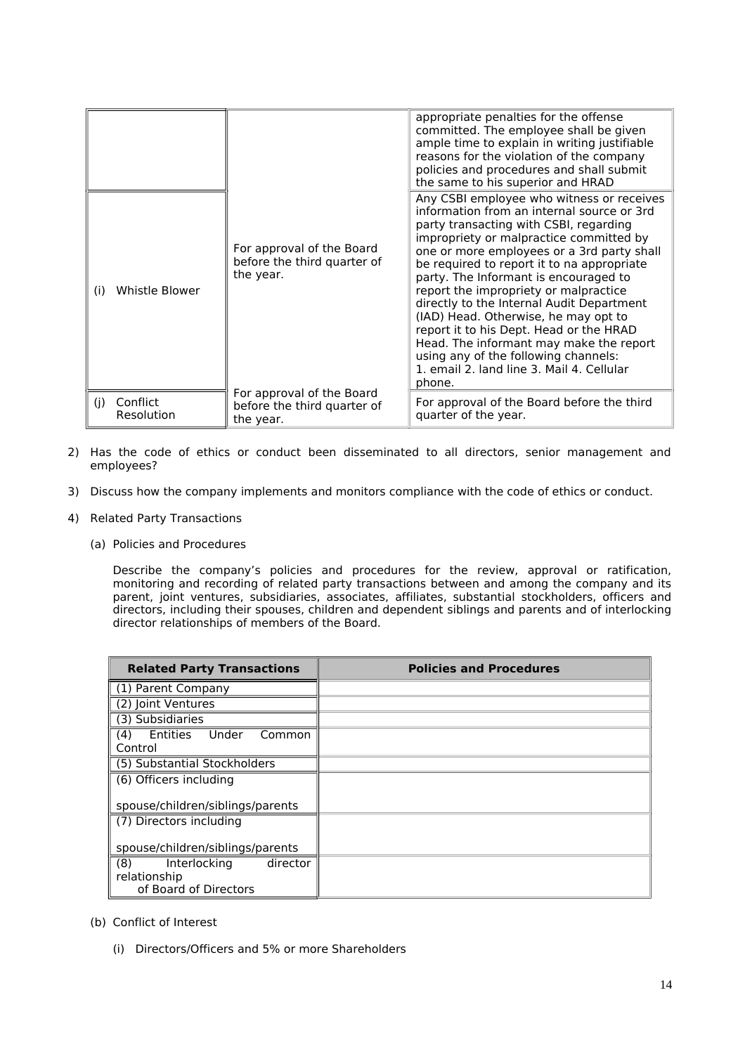| | | |
|---|---|---|
| | | appropriate penalties for the offense committed. The employee shall be given ample time to explain in writing justifiable reasons for the violation of the company policies and procedures and shall submit the same to his superior and HRAD |
| (i) Whistle Blower | For approval of the Board before the third quarter of the year. | Any CSBI employee who witness or receives information from an internal source or 3rd party transacting with CSBI, regarding impropriety or malpractice committed by one or more employees or a 3rd party shall be required to report it to na appropriate party. The Informant is encouraged to report the impropriety or malpractice directly to the Internal Audit Department (IAD) Head. Otherwise, he may opt to report it to his Dept. Head or the HRAD Head. The informant may make the report using any of the following channels: 1. email 2. land line 3. Mail 4. Cellular phone. |
| (j) Conflict Resolution | For approval of the Board before the third quarter of the year. | For approval of the Board before the third quarter of the year. |

2) Has the code of ethics or conduct been disseminated to all directors, senior management and employees?

3) Discuss how the company implements and monitors compliance with the code of ethics or conduct.

4) Related Party Transactions

   (a) Policies and Procedures

   Describe the company's policies and procedures for the review, approval or ratification, monitoring and recording of related party transactions between and among the company and its parent, joint ventures, subsidiaries, associates, affiliates, substantial stockholders, officers and directors, including their spouses, children and dependent siblings and parents and of interlocking director relationships of members of the Board.

| **Related Party Transactions** | **Policies and Procedures** |
|---|---|
| (1) Parent Company | |
| (2) Joint Ventures | |
| (3) Subsidiaries | |
| (4) Entities Under Common Control | |
| (5) Substantial Stockholders | |
| (6) Officers including spouse/children/siblings/parents | |
| (7) Directors including spouse/children/siblings/parents | |
| (8) Interlocking director relationship of Board of Directors | |

   (b) Conflict of Interest

      (i) Directors/Officers and 5% or more Shareholders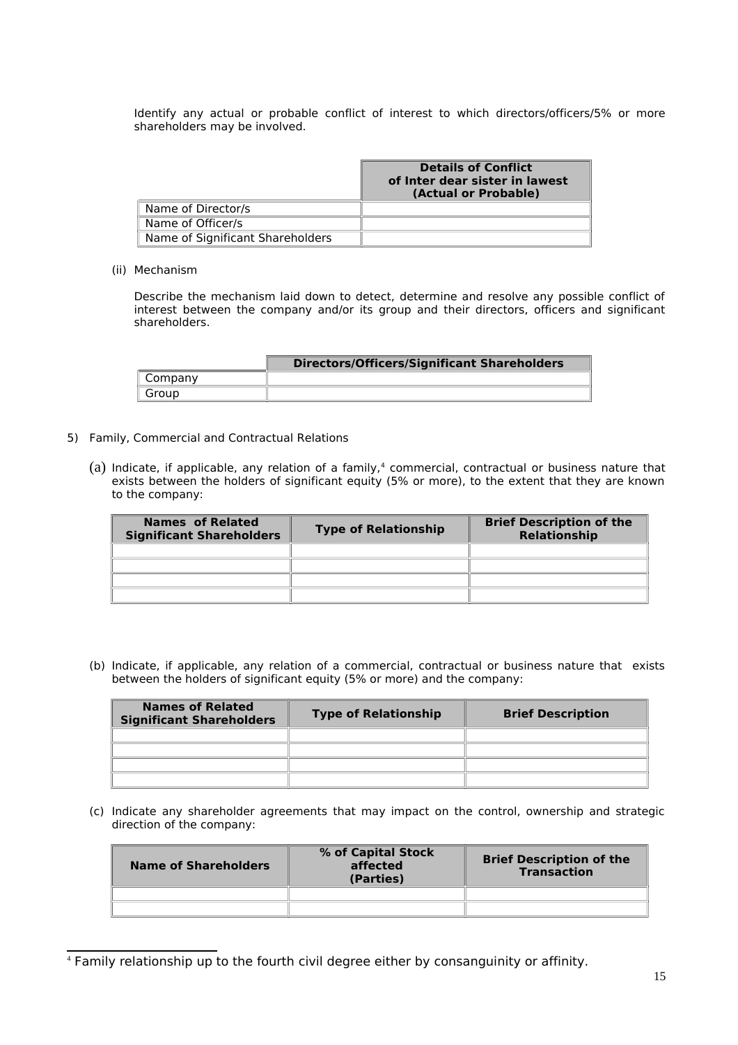Identify any actual or probable conflict of interest to which directors/officers/5% or more shareholders may be involved.

| | Details of Conflict of Inter dear sister in lawest (Actual or Probable) |
|---|---|
| Name of Director/s | |
| Name of Officer/s | |
| Name of Significant Shareholders | |

(ii) Mechanism

Describe the mechanism laid down to detect, determine and resolve any possible conflict of interest between the company and/or its group and their directors, officers and significant shareholders.

| | Directors/Officers/Significant Shareholders |
|---|---|
| Company | |
| Group | |

5) Family, Commercial and Contractual Relations

(a) Indicate, if applicable, any relation of a family,[4] commercial, contractual or business nature that exists between the holders of significant equity (5% or more), to the extent that they are known to the company:

| Names of Related Significant Shareholders | Type of Relationship | Brief Description of the Relationship |
|---|---|---|
| | | |
| | | |
| | | |
| | | |

(b) Indicate, if applicable, any relation of a commercial, contractual or business nature that exists between the holders of significant equity (5% or more) and the company:

| Names of Related Significant Shareholders | Type of Relationship | Brief Description |
|---|---|---|
| | | |
| | | |
| | | |
| | | |

(c) Indicate any shareholder agreements that may impact on the control, ownership and strategic direction of the company:

| Name of Shareholders | % of Capital Stock affected (Parties) | Brief Description of the Transaction |
|---|---|---|
| | | |
| | | |

[4] Family relationship up to the fourth civil degree either by consanguinity or affinity.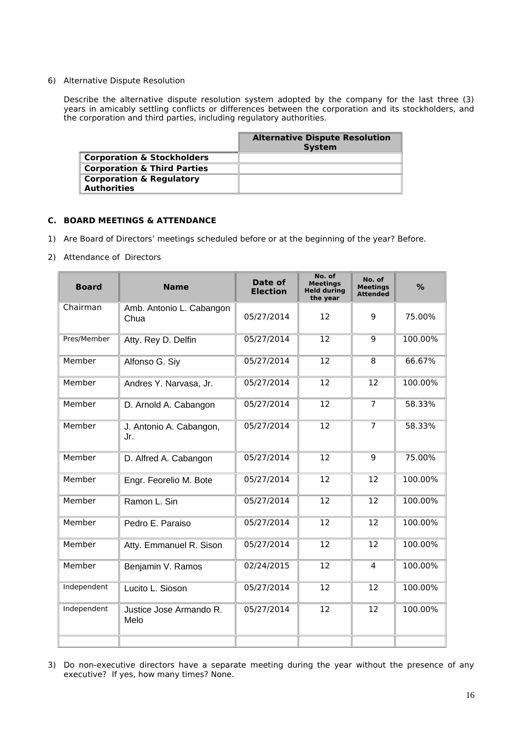6) Alternative Dispute Resolution

Describe the alternative dispute resolution system adopted by the company for the last three (3) years in amicably settling conflicts or differences between the corporation and its stockholders, and the corporation and third parties, including regulatory authorities.

| | **Alternative Dispute Resolution System** |
|---|---|
| **Corporation & Stockholders** | |
| **Corporation & Third Parties** | |
| **Corporation & Regulatory Authorities** | |

### C. BOARD MEETINGS & ATTENDANCE

1) Are Board of Directors' meetings scheduled before or at the beginning of the year? Before.

2) Attendance of Directors

| Board | Name | Date of Election | No. of Meetings Held during the year | No. of Meetings Attended | % |
|---|---|---|---|---|---|
| Chairman | Amb. Antonio L. Cabangon Chua | 05/27/2014 | 12 | 9 | 75.00% |
| Pres/Member | Atty. Rey D. Delfin | 05/27/2014 | 12 | 9 | 100.00% |
| Member | Alfonso G. Siy | 05/27/2014 | 12 | 8 | 66.67% |
| Member | Andres Y. Narvasa, Jr. | 05/27/2014 | 12 | 12 | 100.00% |
| Member | D. Arnold A. Cabangon | 05/27/2014 | 12 | 7 | 58.33% |
| Member | J. Antonio A. Cabangon, Jr. | 05/27/2014 | 12 | 7 | 58.33% |
| Member | D. Alfred A. Cabangon | 05/27/2014 | 12 | 9 | 75.00% |
| Member | Engr. Feorelio M. Bote | 05/27/2014 | 12 | 12 | 100.00% |
| Member | Ramon L. Sin | 05/27/2014 | 12 | 12 | 100.00% |
| Member | Pedro E. Paraiso | 05/27/2014 | 12 | 12 | 100.00% |
| Member | Atty. Emmanuel R. Sison | 05/27/2014 | 12 | 12 | 100.00% |
| Member | Benjamin V. Ramos | 02/24/2015 | 12 | 4 | 100.00% |
| Independent | Lucito L. Sioson | 05/27/2014 | 12 | 12 | 100.00% |
| Independent | Justice Jose Armando R. Melo | 05/27/2014 | 12 | 12 | 100.00% |
| | | | | | |

3) Do non-executive directors have a separate meeting during the year without the presence of any executive? If yes, how many times? None.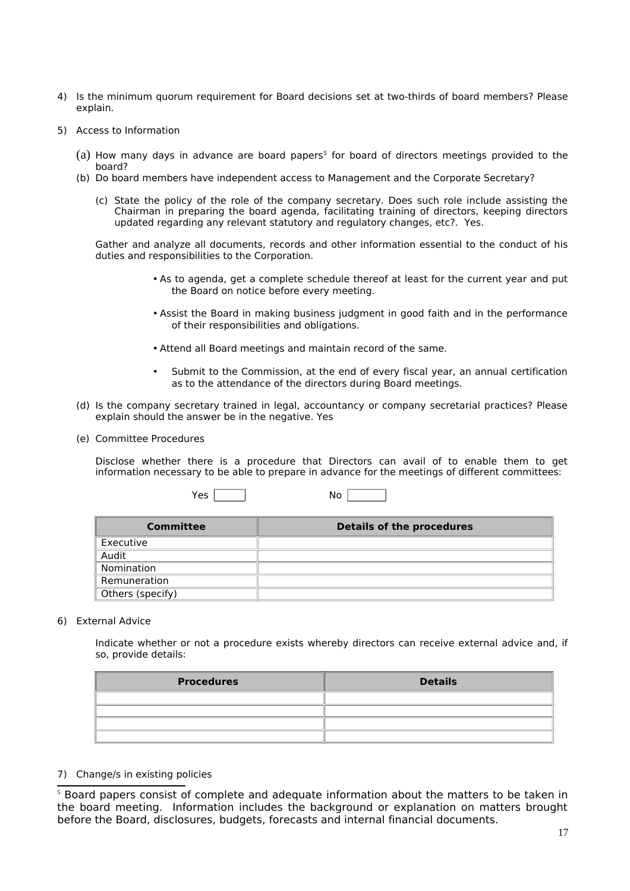4) Is the minimum quorum requirement for Board decisions set at two-thirds of board members? Please explain.

5) Access to Information

   (a) How many days in advance are board papers[5] for board of directors meetings provided to the board?

   (b) Do board members have independent access to Management and the Corporate Secretary?

   (c) State the policy of the role of the company secretary. Does such role include assisting the Chairman in preparing the board agenda, facilitating training of directors, keeping directors updated regarding any relevant statutory and regulatory changes, etc?. Yes.

   Gather and analyze all documents, records and other information essential to the conduct of his duties and responsibilities to the Corporation.

   - As to agenda, get a complete schedule thereof at least for the current year and put the Board on notice before every meeting.
   - Assist the Board in making business judgment in good faith and in the performance of their responsibilities and obligations.
   - Attend all Board meetings and maintain record of the same.
   - Submit to the Commission, at the end of every fiscal year, an annual certification as to the attendance of the directors during Board meetings.

   (d) Is the company secretary trained in legal, accountancy or company secretarial practices? Please explain should the answer be in the negative. Yes

   (e) Committee Procedures

   Disclose whether there is a procedure that Directors can avail of to enable them to get information necessary to be able to prepare in advance for the meetings of different committees:

   Yes [ ] No [ ]

| Committee | Details of the procedures |
|---|---|
| Executive | |
| Audit | |
| Nomination | |
| Remuneration | |
| Others (specify) | |

6) External Advice

   Indicate whether or not a procedure exists whereby directors can receive external advice and, if so, provide details:

| Procedures | Details |
|---|---|
| | |
| | |
| | |
| | |

7) Change/s in existing policies

[5] Board papers consist of complete and adequate information about the matters to be taken in the board meeting. Information includes the background or explanation on matters brought before the Board, disclosures, budgets, forecasts and internal financial documents.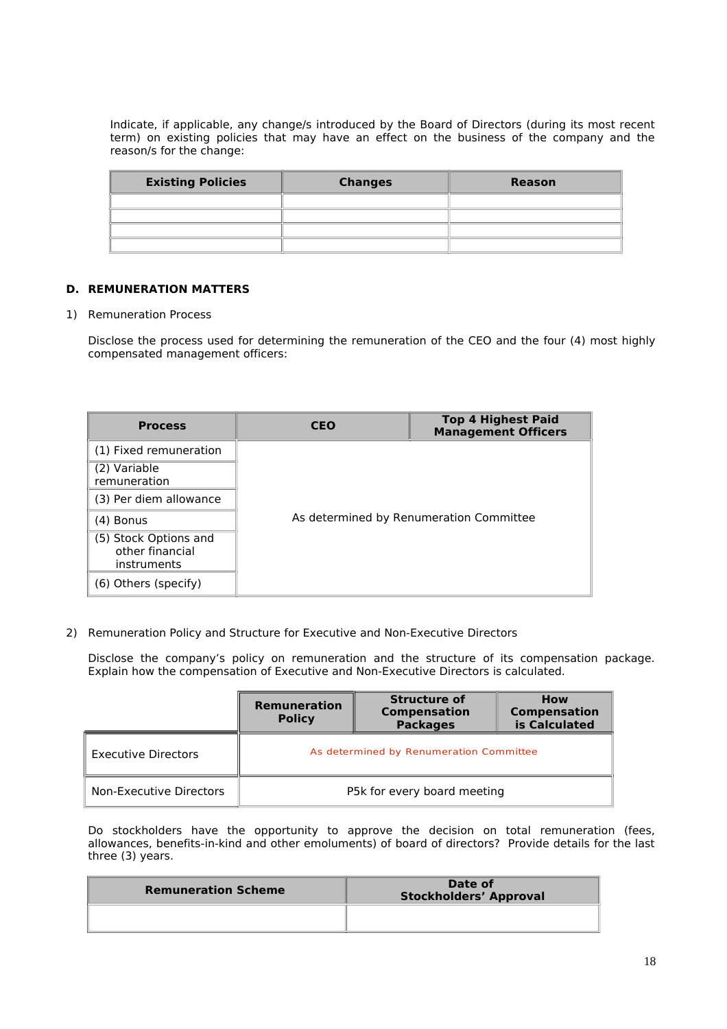Indicate, if applicable, any change/s introduced by the Board of Directors (during its most recent term) on existing policies that may have an effect on the business of the company and the reason/s for the change:

| Existing Policies | Changes | Reason |
|---|---|---|
| | | |
| | | |
| | | |
| | | |

## D. REMUNERATION MATTERS

1) Remuneration Process

Disclose the process used for determining the remuneration of the CEO and the four (4) most highly compensated management officers:

| Process | CEO | Top 4 Highest Paid Management Officers |
|---|---|---|
| (1) Fixed remuneration | As determined by Renumeration Committee | |
| (2) Variable remuneration | | |
| (3) Per diem allowance | | |
| (4) Bonus | | |
| (5) Stock Options and other financial instruments | | |
| (6) Others (specify) | | |

2) Remuneration Policy and Structure for Executive and Non-Executive Directors

Disclose the company's policy on remuneration and the structure of its compensation package. Explain how the compensation of Executive and Non-Executive Directors is calculated.

| | Remuneration Policy | Structure of Compensation Packages | How Compensation is Calculated |
|---|---|---|---|
| Executive Directors | As determined by Renumeration Committee | | |
| Non-Executive Directors | P5k for every board meeting | | |

Do stockholders have the opportunity to approve the decision on total remuneration (fees, allowances, benefits-in-kind and other emoluments) of board of directors? Provide details for the last three (3) years.

| Remuneration Scheme | Date of Stockholders' Approval |
|---|---|
| | |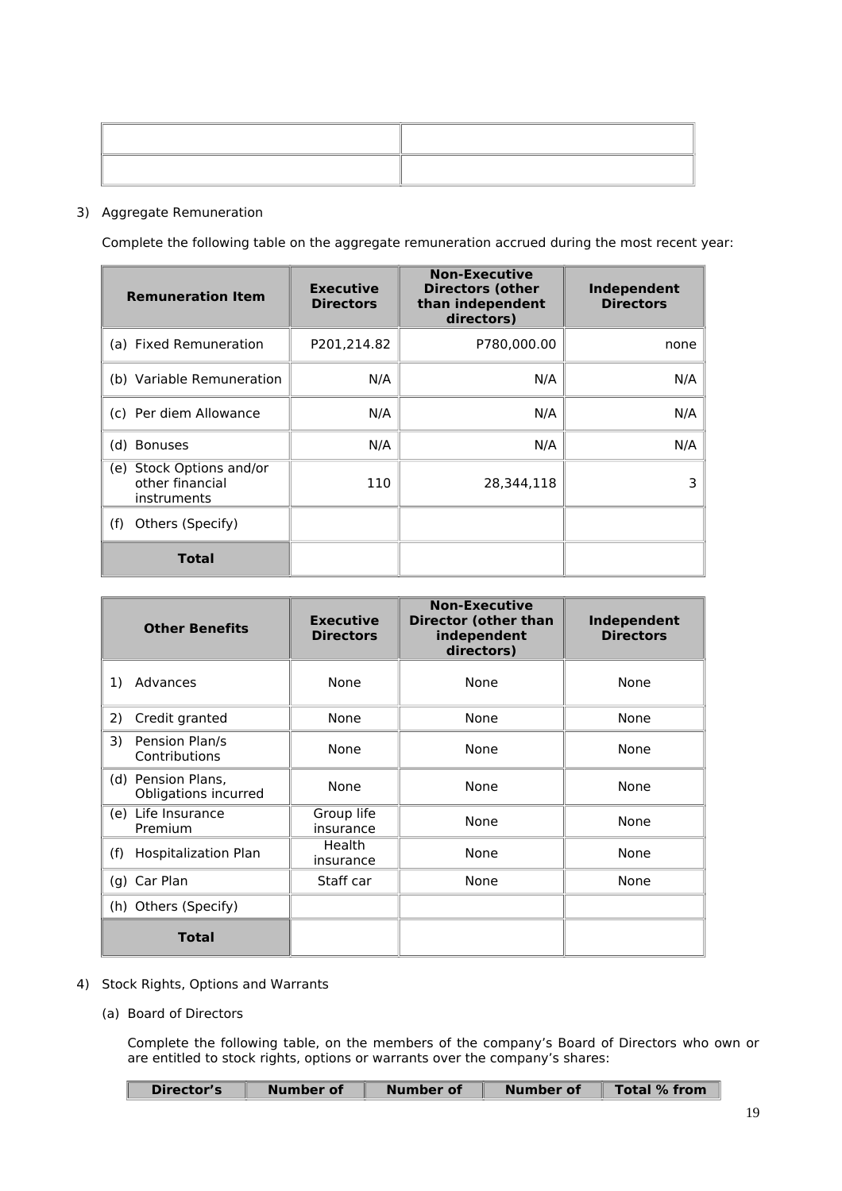| | |
|---|---|
| | |
| | |

3) Aggregate Remuneration

Complete the following table on the aggregate remuneration accrued during the most recent year:

| Remuneration Item | Executive Directors | Non-Executive Directors (other than independent directors) | Independent Directors |
|---|---|---|---|
| (a) Fixed Remuneration | P201,214.82 | P780,000.00 | none |
| (b) Variable Remuneration | N/A | N/A | N/A |
| (c) Per diem Allowance | N/A | N/A | N/A |
| (d) Bonuses | N/A | N/A | N/A |
| (e) Stock Options and/or other financial instruments | 110 | 28,344,118 | 3 |
| (f) Others (Specify) | | | |
| **Total** | | | |

| Other Benefits | Executive Directors | Non-Executive Director (other than independent directors) | Independent Directors |
|---|---|---|---|
| 1) Advances | None | None | None |
| 2) Credit granted | None | None | None |
| 3) Pension Plan/s Contributions | None | None | None |
| (d) Pension Plans, Obligations incurred | None | None | None |
| (e) Life Insurance Premium | Group life insurance | None | None |
| (f) Hospitalization Plan | Health insurance | None | None |
| (g) Car Plan | Staff car | None | None |
| (h) Others (Specify) | | | |
| **Total** | | | |

4) Stock Rights, Options and Warrants

(a) Board of Directors

Complete the following table, on the members of the company's Board of Directors who own or are entitled to stock rights, options or warrants over the company's shares:

| Director's | Number of | Number of | Number of | Total % from |
|---|---|---|---|---|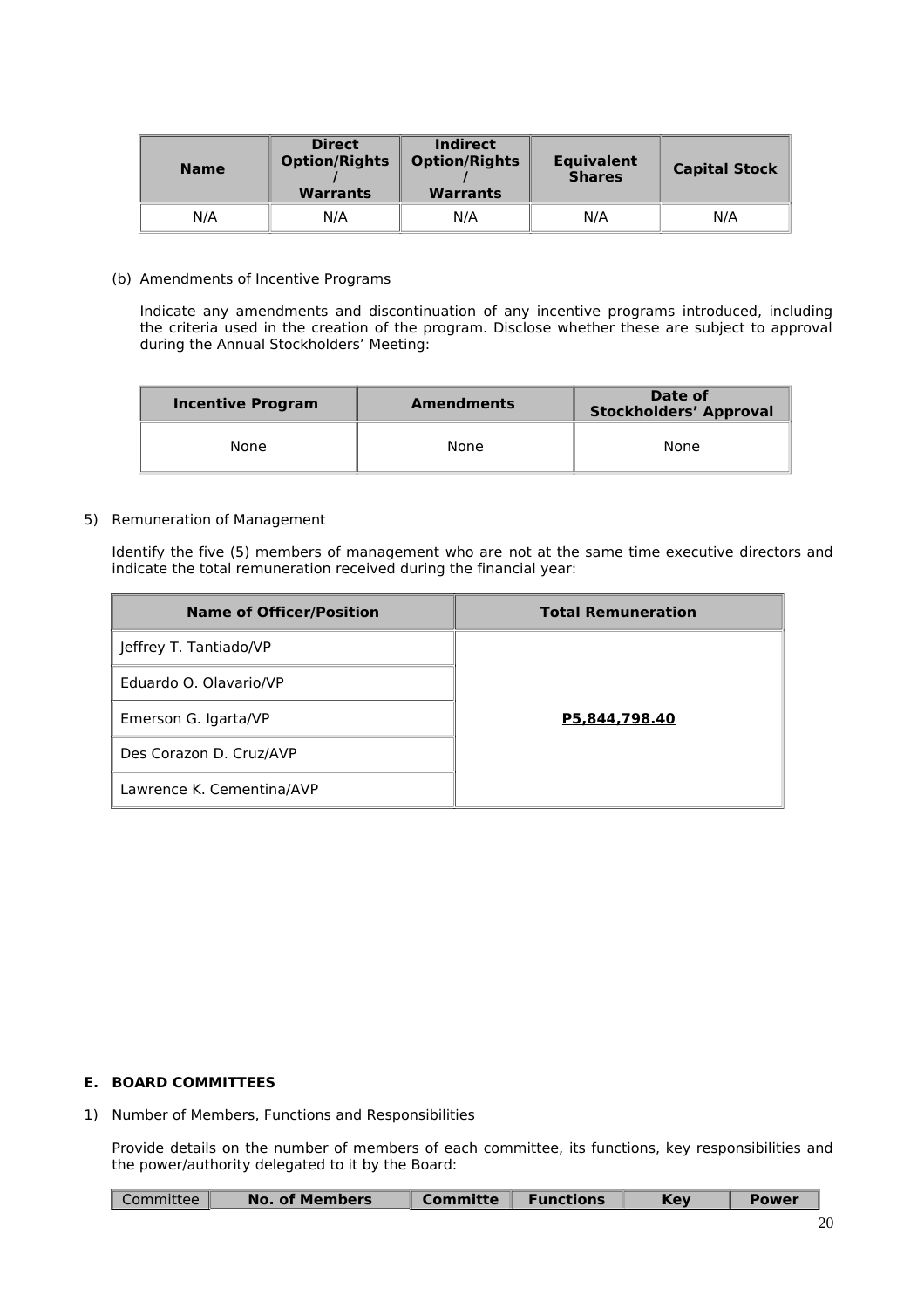| Name | Direct Option/Rights / Warrants | Indirect Option/Rights / Warrants | Equivalent Shares | Capital Stock |
|---|---|---|---|---|
| N/A | N/A | N/A | N/A | N/A |

(b) Amendments of Incentive Programs

Indicate any amendments and discontinuation of any incentive programs introduced, including the criteria used in the creation of the program. Disclose whether these are subject to approval during the Annual Stockholders' Meeting:

| Incentive Program | Amendments | Date of Stockholders' Approval |
|---|---|---|
| None | None | None |

5) Remuneration of Management

Identify the five (5) members of management who are not at the same time executive directors and indicate the total remuneration received during the financial year:

| Name of Officer/Position | Total Remuneration |
|---|---|
| Jeffrey T. Tantiado/VP | **P5,844,798.40** |
| Eduardo O. Olavario/VP | |
| Emerson G. Igarta/VP | |
| Des Corazon D. Cruz/AVP | |
| Lawrence K. Cementina/AVP | |

## E. BOARD COMMITTEES

1) Number of Members, Functions and Responsibilities

Provide details on the number of members of each committee, its functions, key responsibilities and the power/authority delegated to it by the Board:

| Committee | No. of Members | Committe | Functions | Key | Power |
|---|---|---|---|---|---|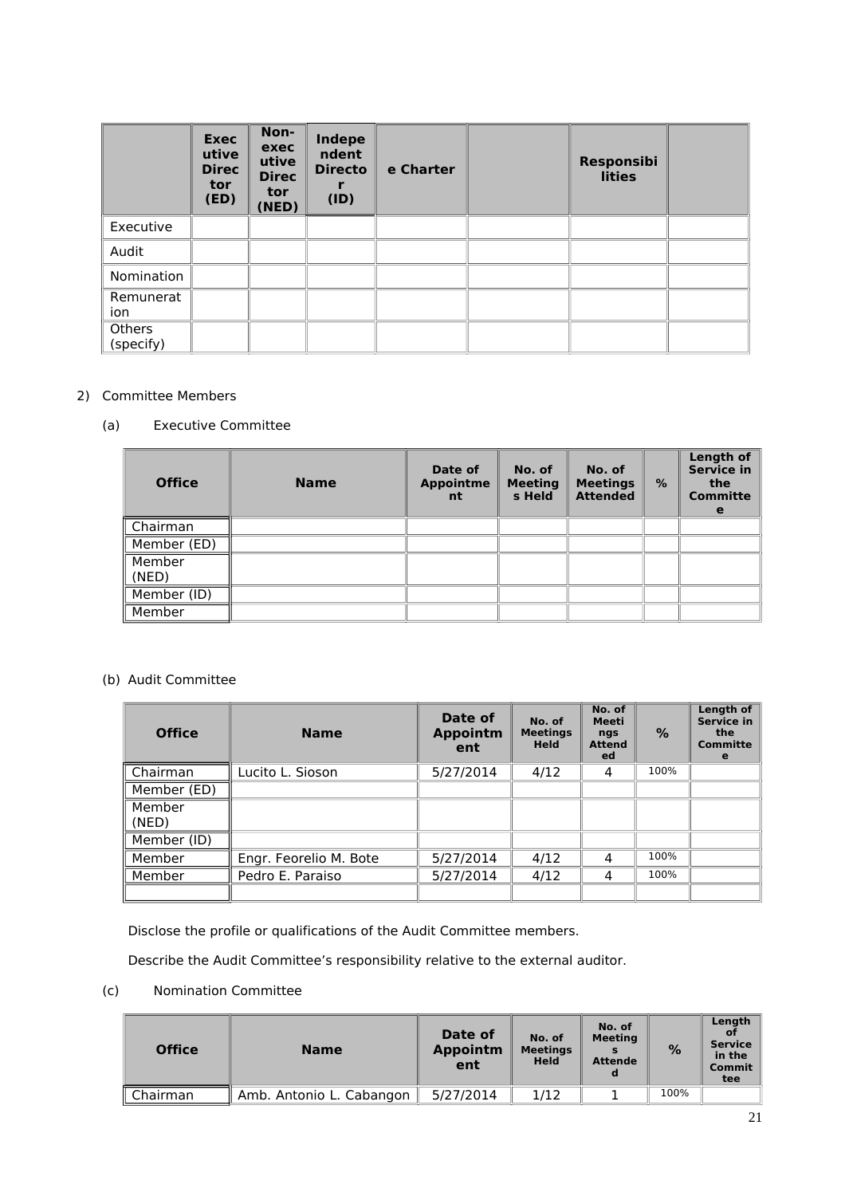|  | Executive Director (ED) | Non-executive Director (NED) | Independent Director (ID) | e Charter |  | Responsibilities |  |
|---|---|---|---|---|---|---|---|
| Executive |  |  |  |  |  |  |  |
| Audit |  |  |  |  |  |  |  |
| Nomination |  |  |  |  |  |  |  |
| Remuneration |  |  |  |  |  |  |  |
| Others (specify) |  |  |  |  |  |  |  |

2) Committee Members

(a) Executive Committee

| Office | Name | Date of Appointment | No. of Meetings Held | No. of Meetings Attended | % | Length of Service in the Committee |
|---|---|---|---|---|---|---|
| Chairman |  |  |  |  |  |  |
| Member (ED) |  |  |  |  |  |  |
| Member (NED) |  |  |  |  |  |  |
| Member (ID) |  |  |  |  |  |  |
| Member |  |  |  |  |  |  |

(b) Audit Committee

| Office | Name | Date of Appointment | No. of Meetings Held | No. of Meetings Attended | % | Length of Service in the Committee |
|---|---|---|---|---|---|---|
| Chairman | Lucito L. Sioson | 5/27/2014 | 4/12 | 4 | 100% |  |
| Member (ED) |  |  |  |  |  |  |
| Member (NED) |  |  |  |  |  |  |
| Member (ID) |  |  |  |  |  |  |
| Member | Engr. Feorelio M. Bote | 5/27/2014 | 4/12 | 4 | 100% |  |
| Member | Pedro E. Paraiso | 5/27/2014 | 4/12 | 4 | 100% |  |
|  |  |  |  |  |  |  |

Disclose the profile or qualifications of the Audit Committee members.

Describe the Audit Committee's responsibility relative to the external auditor.

(c) Nomination Committee

| Office | Name | Date of Appointment | No. of Meetings Held | No. of Meetings Attended | % | Length of Service in the Committee |
|---|---|---|---|---|---|---|
| Chairman | Amb. Antonio L. Cabangon | 5/27/2014 | 1/12 | 1 | 100% |  |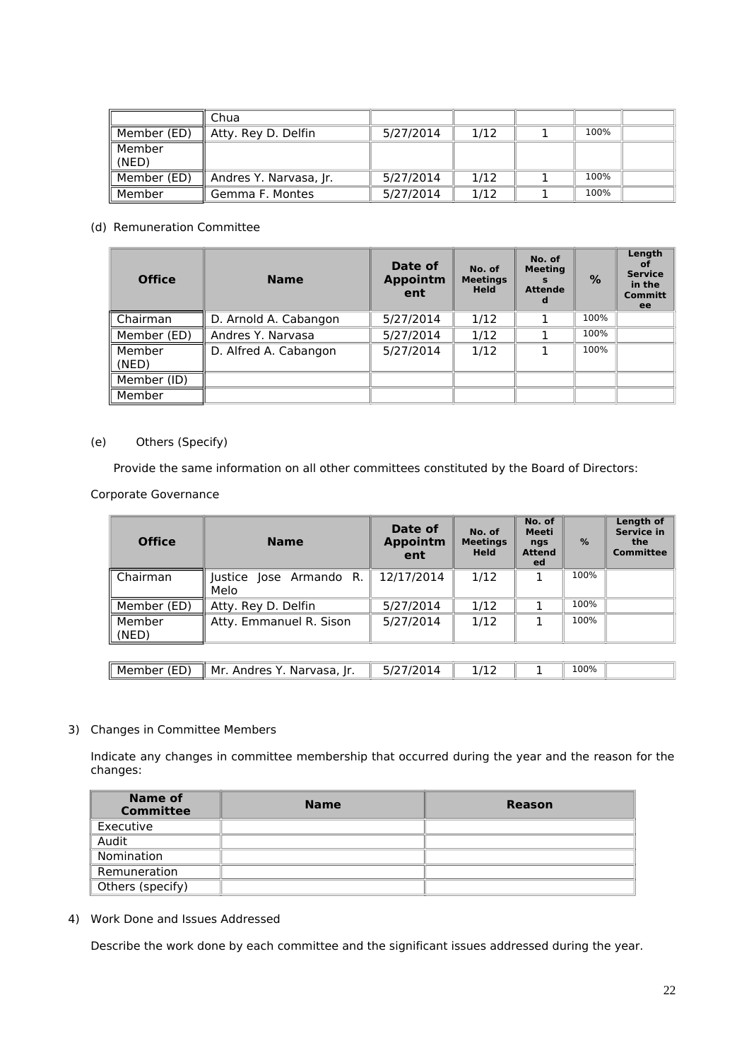| | | | | | | |
|---|---|---|---|---|---|---|
| | Chua | | | | | |
| Member (ED) | Atty. Rey D. Delfin | 5/27/2014 | 1/12 | 1 | 100% | |
| Member (NED) | | | | | | |
| Member (ED) | Andres Y. Narvasa, Jr. | 5/27/2014 | 1/12 | 1 | 100% | |
| Member | Gemma F. Montes | 5/27/2014 | 1/12 | 1 | 100% | |

(d) Remuneration Committee

| Office | Name | Date of Appointment | No. of Meetings Held | No. of Meetings Attended | % | Length of Service in the Committee |
|---|---|---|---|---|---|---|
| Chairman | D. Arnold A. Cabangon | 5/27/2014 | 1/12 | 1 | 100% | |
| Member (ED) | Andres Y. Narvasa | 5/27/2014 | 1/12 | 1 | 100% | |
| Member (NED) | D. Alfred A. Cabangon | 5/27/2014 | 1/12 | 1 | 100% | |
| Member (ID) | | | | | | |
| Member | | | | | | |

(e) Others (Specify)

Provide the same information on all other committees constituted by the Board of Directors:

Corporate Governance

| Office | Name | Date of Appointment | No. of Meetings Held | No. of Meetings Attended | % | Length of Service in the Committee |
|---|---|---|---|---|---|---|
| Chairman | Justice Jose Armando R. Melo | 12/17/2014 | 1/12 | 1 | 100% | |
| Member (ED) | Atty. Rey D. Delfin | 5/27/2014 | 1/12 | 1 | 100% | |
| Member (NED) | Atty. Emmanuel R. Sison | 5/27/2014 | 1/12 | 1 | 100% | |
| Member (ED) | Mr. Andres Y. Narvasa, Jr. | 5/27/2014 | 1/12 | 1 | 100% | |

3) Changes in Committee Members

Indicate any changes in committee membership that occurred during the year and the reason for the changes:

| Name of Committee | Name | Reason |
|---|---|---|
| Executive | | |
| Audit | | |
| Nomination | | |
| Remuneration | | |
| Others (specify) | | |

4) Work Done and Issues Addressed

Describe the work done by each committee and the significant issues addressed during the year.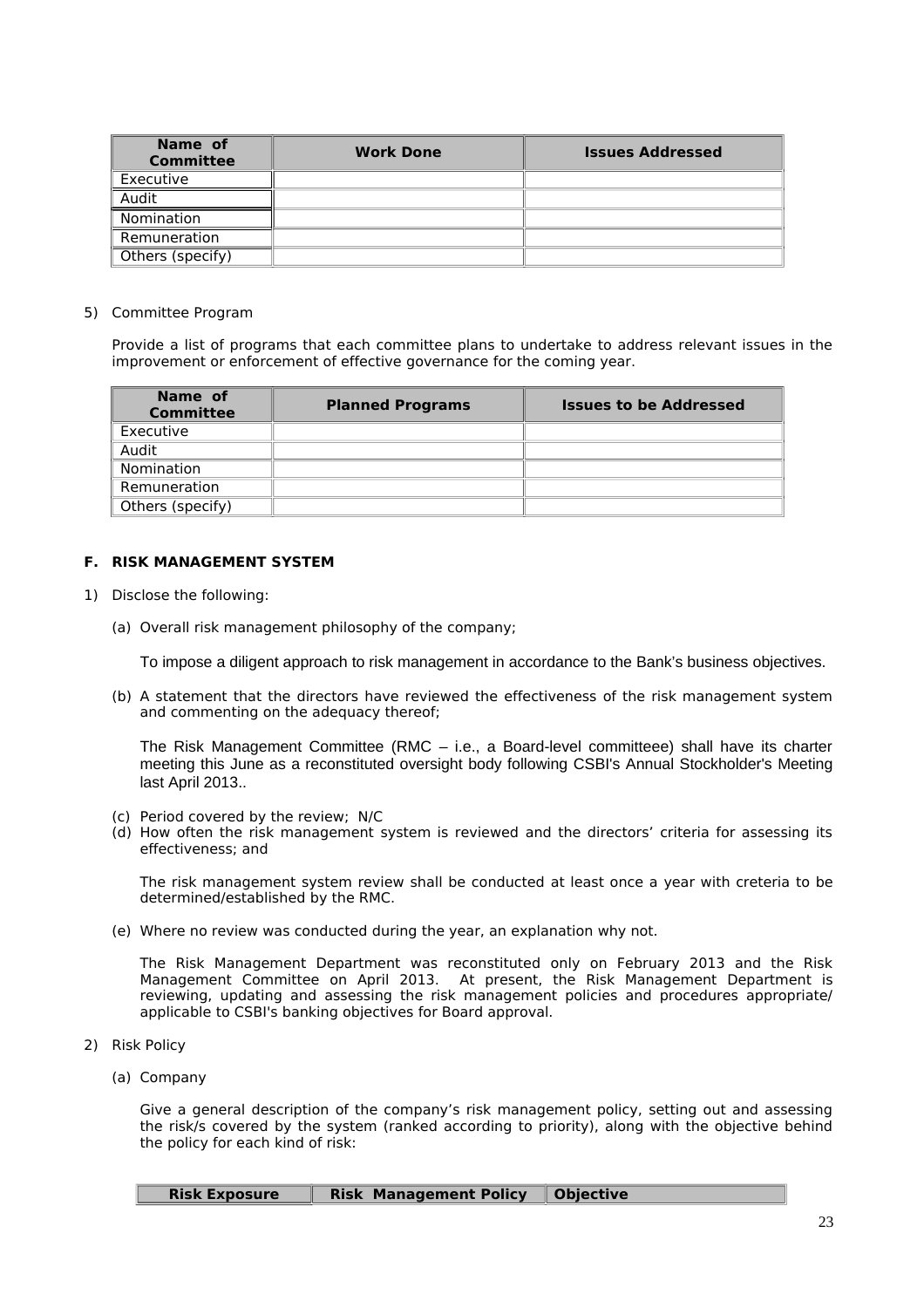| Name of Committee | Work Done | Issues Addressed |
|---|---|---|
| Executive | | |
| Audit | | |
| Nomination | | |
| Remuneration | | |
| Others (specify) | | |

5) Committee Program

Provide a list of programs that each committee plans to undertake to address relevant issues in the improvement or enforcement of effective governance for the coming year.

| Name of Committee | Planned Programs | Issues to be Addressed |
|---|---|---|
| Executive | | |
| Audit | | |
| Nomination | | |
| Remuneration | | |
| Others (specify) | | |

## F. RISK MANAGEMENT SYSTEM

1) Disclose the following:

(a) Overall risk management philosophy of the company;

To impose a diligent approach to risk management in accordance to the Bank's business objectives.

(b) A statement that the directors have reviewed the effectiveness of the risk management system and commenting on the adequacy thereof;

The Risk Management Committee (RMC – i.e., a Board-level committeee) shall have its charter meeting this June as a reconstituted oversight body following CSBI's Annual Stockholder's Meeting last April 2013..

(c) Period covered by the review; N/C

(d) How often the risk management system is reviewed and the directors' criteria for assessing its effectiveness; and

The risk management system review shall be conducted at least once a year with creteria to be determined/established by the RMC.

(e) Where no review was conducted during the year, an explanation why not.

The Risk Management Department was reconstituted only on February 2013 and the Risk Management Committee on April 2013. At present, the Risk Management Department is reviewing, updating and assessing the risk management policies and procedures appropriate/ applicable to CSBI's banking objectives for Board approval.

2) Risk Policy

(a) Company

Give a general description of the company's risk management policy, setting out and assessing the risk/s covered by the system (ranked according to priority), along with the objective behind the policy for each kind of risk:

| Risk Exposure | Risk Management Policy | Objective |
|---|---|---|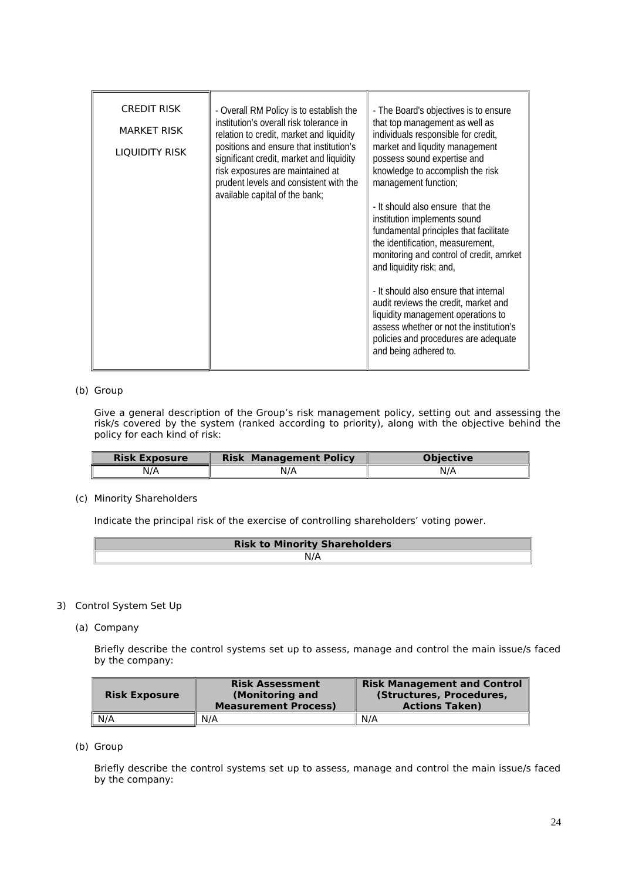| | | |
|---|---|---|
| CREDIT RISK<br><br>MARKET RISK<br><br>LIQUIDITY RISK | - Overall RM Policy is to establish the institution's overall risk tolerance in relation to credit, market and liquidity positions and ensure that institution's significant credit, market and liquidity risk exposures are maintained at prudent levels and consistent with the available capital of the bank; | - The Board's objectives is to ensure that top management as well as individuals responsible for credit, market and liqudity management possess sound expertise and knowledge to accomplish the risk management function;<br><br>- It should also ensure that the institution implements sound fundamental principles that facilitate the identification, measurement, monitoring and control of credit, amrket and liquidity risk; and,<br><br>- It should also ensure that internal audit reviews the credit, market and liquidity management operations to assess whether or not the institution's policies and procedures are adequate and being adhered to. |

(b) Group

Give a general description of the Group's risk management policy, setting out and assessing the risk/s covered by the system (ranked according to priority), along with the objective behind the policy for each kind of risk:

| Risk Exposure | Risk Management Policy | Objective |
|---|---|---|
| N/A | N/A | N/A |

(c) Minority Shareholders

Indicate the principal risk of the exercise of controlling shareholders' voting power.

| Risk to Minority Shareholders |
|---|
| N/A |

3) Control System Set Up

(a) Company

Briefly describe the control systems set up to assess, manage and control the main issue/s faced by the company:

| Risk Exposure | Risk Assessment (Monitoring and Measurement Process) | Risk Management and Control (Structures, Procedures, Actions Taken) |
|---|---|---|
| N/A | N/A | N/A |

(b) Group

Briefly describe the control systems set up to assess, manage and control the main issue/s faced by the company: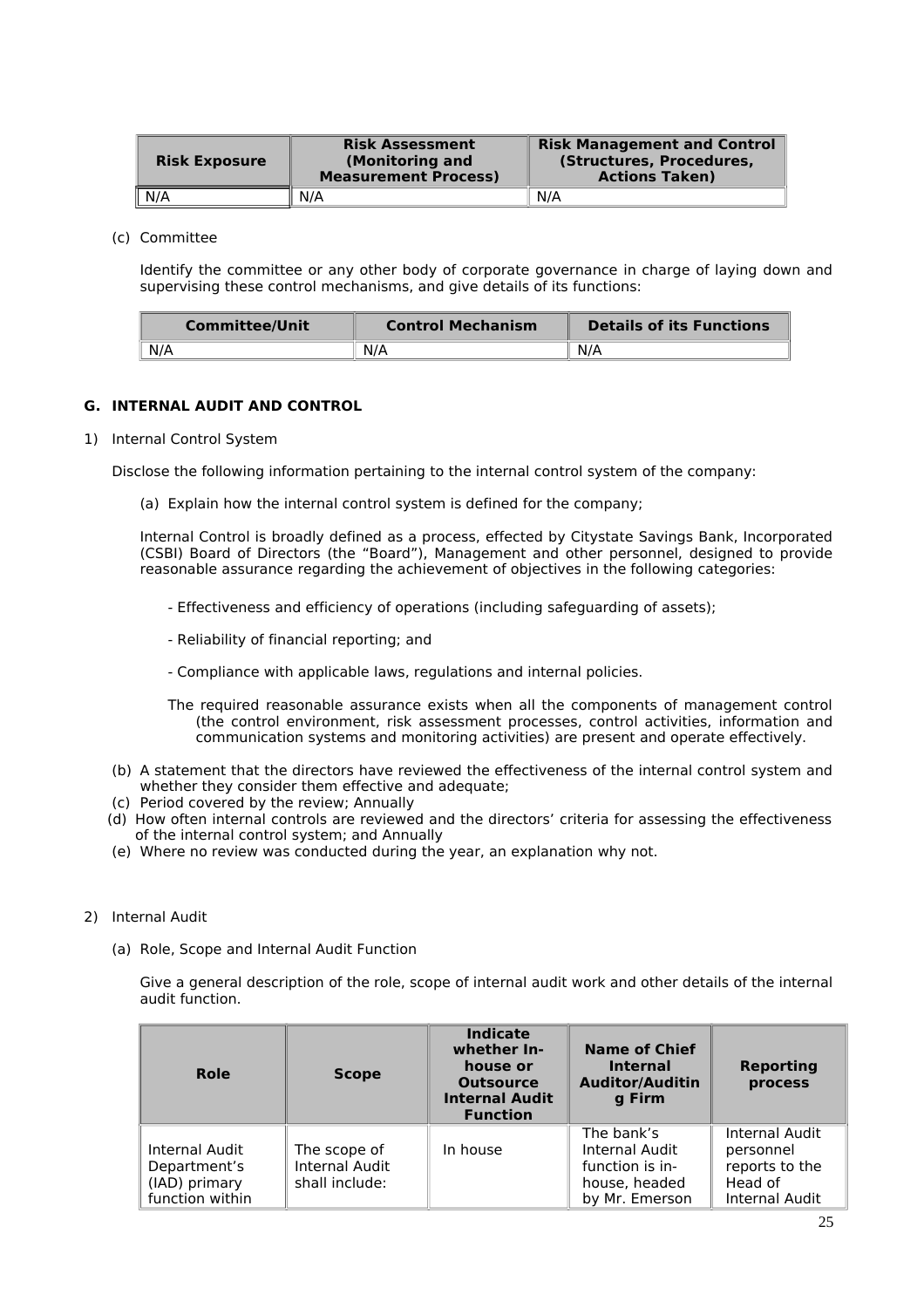| Risk Exposure | Risk Assessment (Monitoring and Measurement Process) | Risk Management and Control (Structures, Procedures, Actions Taken) |
|---|---|---|
| N/A | N/A | N/A |

(c) Committee

Identify the committee or any other body of corporate governance in charge of laying down and supervising these control mechanisms, and give details of its functions:

| Committee/Unit | Control Mechanism | Details of its Functions |
|---|---|---|
| N/A | N/A | N/A |

**G. INTERNAL AUDIT AND CONTROL**

1) Internal Control System

Disclose the following information pertaining to the internal control system of the company:

(a) Explain how the internal control system is defined for the company;

Internal Control is broadly defined as a process, effected by Citystate Savings Bank, Incorporated (CSBI) Board of Directors (the "Board"), Management and other personnel, designed to provide reasonable assurance regarding the achievement of objectives in the following categories:

- Effectiveness and efficiency of operations (including safeguarding of assets);
- Reliability of financial reporting; and
- Compliance with applicable laws, regulations and internal policies.

The required reasonable assurance exists when all the components of management control (the control environment, risk assessment processes, control activities, information and communication systems and monitoring activities) are present and operate effectively.

(b) A statement that the directors have reviewed the effectiveness of the internal control system and whether they consider them effective and adequate;
(c) Period covered by the review; Annually
(d) How often internal controls are reviewed and the directors' criteria for assessing the effectiveness of the internal control system; and Annually
(e) Where no review was conducted during the year, an explanation why not.

2) Internal Audit

(a) Role, Scope and Internal Audit Function

Give a general description of the role, scope of internal audit work and other details of the internal audit function.

| Role | Scope | Indicate whether In-house or Outsource Internal Audit Function | Name of Chief Internal Auditor/Auditing Firm | Reporting process |
|---|---|---|---|---|
| Internal Audit Department's (IAD) primary function within | The scope of Internal Audit shall include: | In house | The bank's Internal Audit function is in-house, headed by Mr. Emerson | Internal Audit personnel reports to the Head of Internal Audit |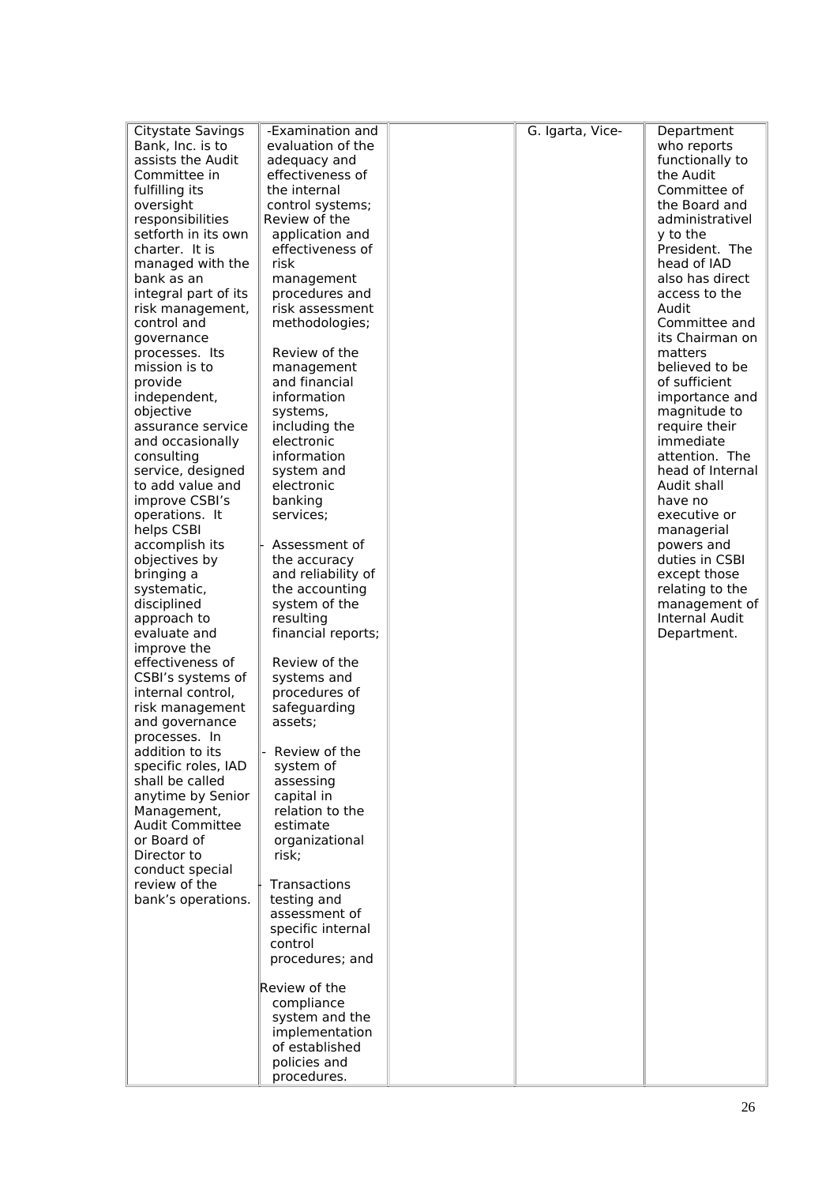| | | | | |
|---|---|---|---|---|
| Citystate Savings Bank, Inc. is to assists the Audit Committee in fulfilling its oversight responsibilities setforth in its own charter. It is managed with the bank as an integral part of its risk management, control and governance processes. Its mission is to provide independent, objective assurance service and occasionally consulting service, designed to add value and improve CSBI's operations. It helps CSBI accomplish its objectives by bringing a systematic, disciplined approach to evaluate and improve the effectiveness of CSBI's systems of internal control, risk management and governance processes. In addition to its specific roles, IAD shall be called anytime by Senior Management, Audit Committee or Board of Director to conduct special review of the bank's operations. | -Examination and evaluation of the adequacy and effectiveness of the internal control systems;<br>Review of the application and effectiveness of risk management procedures and risk assessment methodologies;<br><br>Review of the management and financial information systems, including the electronic information system and electronic banking services;<br><br>- Assessment of the accuracy and reliability of the accounting system of the resulting financial reports;<br><br>Review of the systems and procedures of safeguarding assets;<br><br>- Review of the system of assessing capital in relation to the estimate organizational risk;<br><br>- Transactions testing and assessment of specific internal control procedures; and<br><br>Review of the compliance system and the implementation of established policies and procedures. | | G. Igarta, Vice- | Department who reports functionally to the Audit Committee of the Board and administratively to the President. The head of IAD also has direct access to the Audit Committee and its Chairman on matters believed to be of sufficient importance and magnitude to require their immediate attention. The head of Internal Audit shall have no executive or managerial powers and duties in CSBI except those relating to the management of Internal Audit Department. |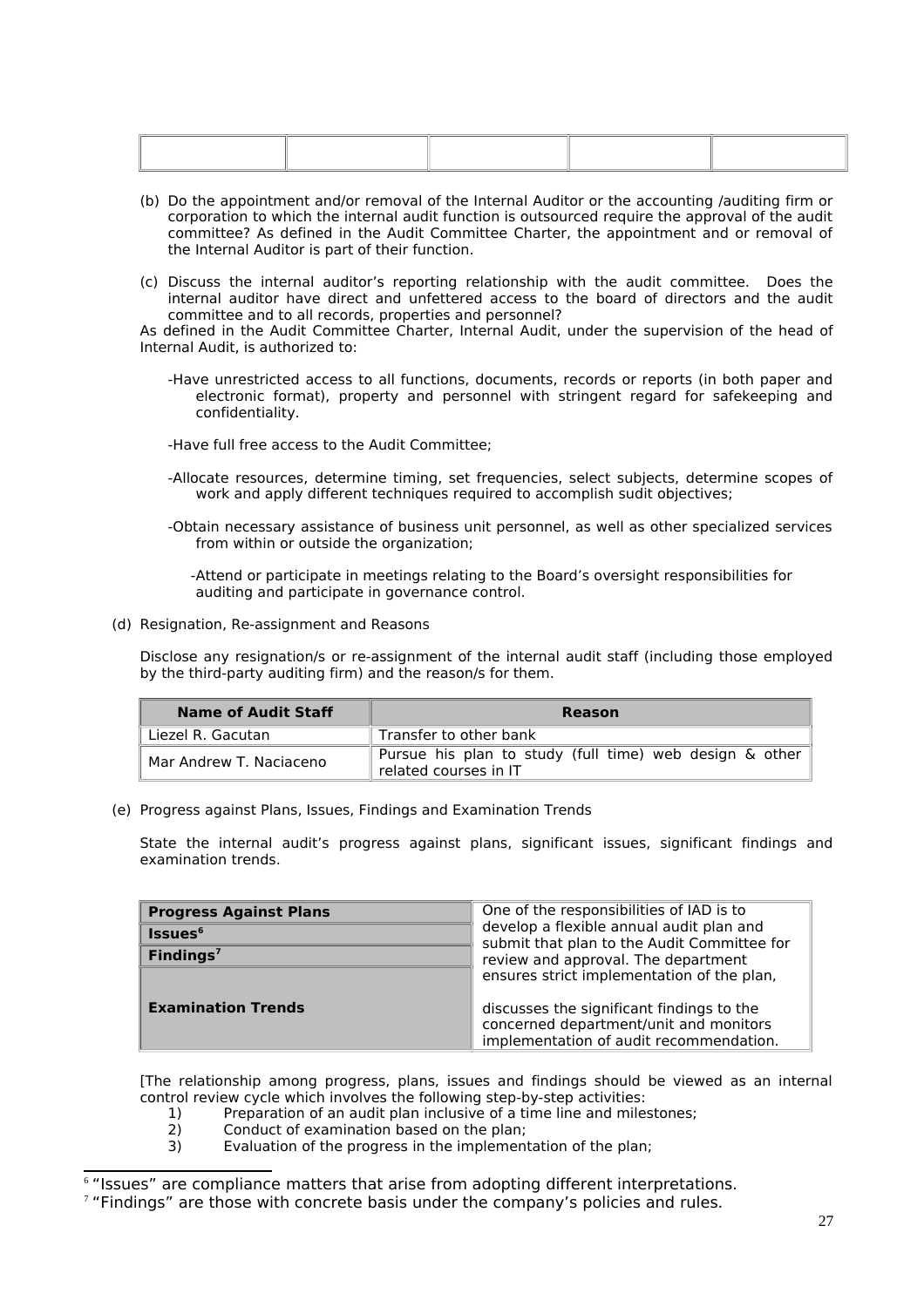| | | | | |
|---|---|---|---|---|
| | | | | |

(b) Do the appointment and/or removal of the Internal Auditor or the accounting /auditing firm or corporation to which the internal audit function is outsourced require the approval of the audit committee? As defined in the Audit Committee Charter, the appointment and or removal of the Internal Auditor is part of their function.

(c) Discuss the internal auditor's reporting relationship with the audit committee. Does the internal auditor have direct and unfettered access to the board of directors and the audit committee and to all records, properties and personnel?

As defined in the Audit Committee Charter, Internal Audit, under the supervision of the head of Internal Audit, is authorized to:

-Have unrestricted access to all functions, documents, records or reports (in both paper and electronic format), property and personnel with stringent regard for safekeeping and confidentiality.

-Have full free access to the Audit Committee;

-Allocate resources, determine timing, set frequencies, select subjects, determine scopes of work and apply different techniques required to accomplish sudit objectives;

-Obtain necessary assistance of business unit personnel, as well as other specialized services from within or outside the organization;

-Attend or participate in meetings relating to the Board's oversight responsibilities for auditing and participate in governance control.

(d) Resignation, Re-assignment and Reasons

Disclose any resignation/s or re-assignment of the internal audit staff (including those employed by the third-party auditing firm) and the reason/s for them.

| Name of Audit Staff | Reason |
|---|---|
| Liezel R. Gacutan | Transfer to other bank |
| Mar Andrew T. Naciaceno | Pursue his plan to study (full time) web design & other related courses in IT |

(e) Progress against Plans, Issues, Findings and Examination Trends

State the internal audit's progress against plans, significant issues, significant findings and examination trends.

| | |
|---|---|
| **Progress Against Plans** | One of the responsibilities of IAD is to develop a flexible annual audit plan and submit that plan to the Audit Committee for review and approval. The department ensures strict implementation of the plan, |
| **Issues**[6] | |
| **Findings**[7] | |
| **Examination Trends** | discusses the significant findings to the concerned department/unit and monitors implementation of audit recommendation. |

[The relationship among progress, plans, issues and findings should be viewed as an internal control review cycle which involves the following step-by-step activities:

1) Preparation of an audit plan inclusive of a time line and milestones;
2) Conduct of examination based on the plan;
3) Evaluation of the progress in the implementation of the plan;

---

[6] "Issues" are compliance matters that arise from adopting different interpretations.

[7] "Findings" are those with concrete basis under the company's policies and rules.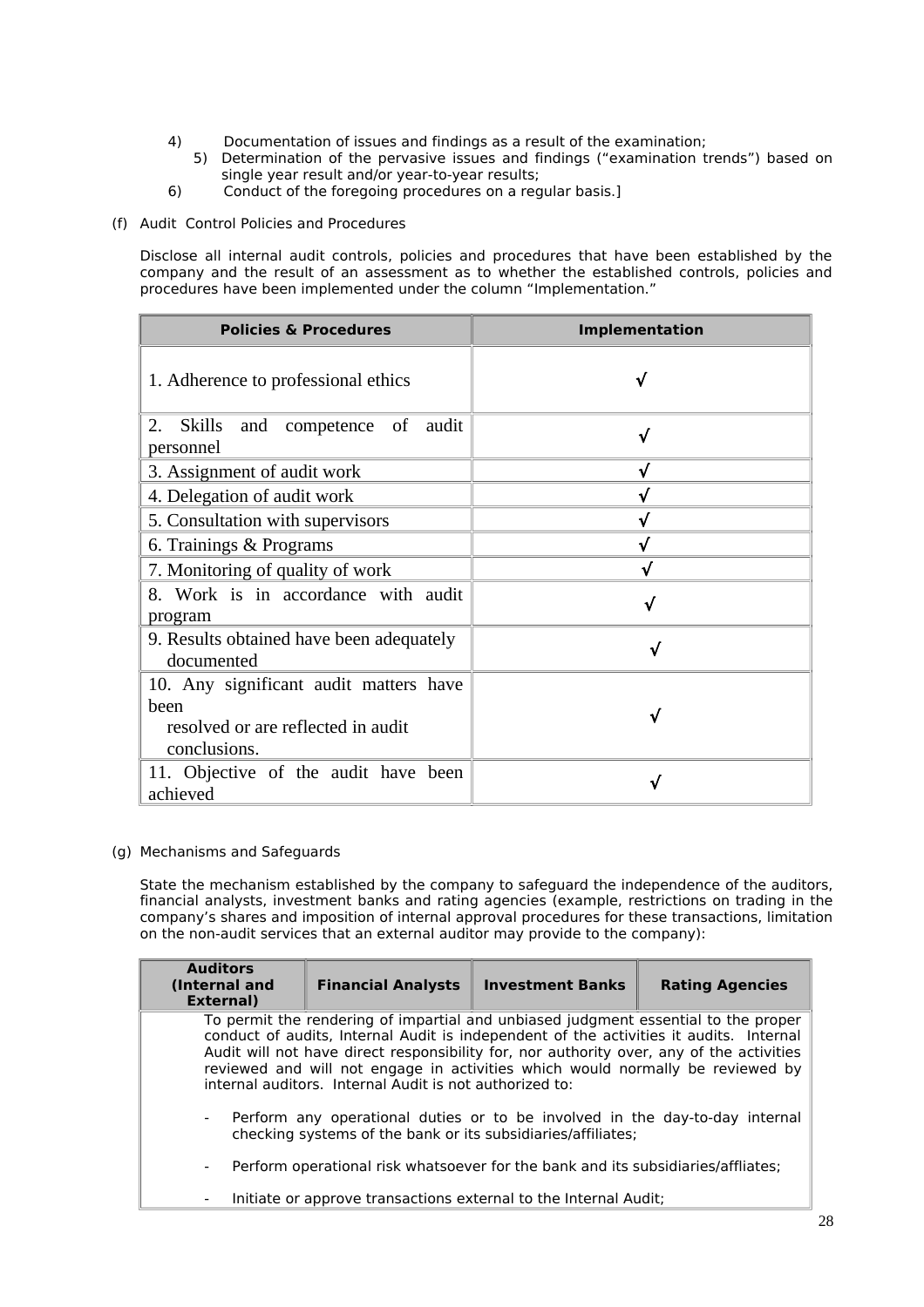4) Documentation of issues and findings as a result of the examination;
5) Determination of the pervasive issues and findings ("examination trends") based on single year result and/or year-to-year results;
6) Conduct of the foregoing procedures on a regular basis.]

(f) Audit Control Policies and Procedures

Disclose all internal audit controls, policies and procedures that have been established by the company and the result of an assessment as to whether the established controls, policies and procedures have been implemented under the column "Implementation."

| Policies & Procedures | Implementation |
|---|---|
| 1. Adherence to professional ethics | √ |
| 2. Skills and competence of audit personnel | √ |
| 3. Assignment of audit work | √ |
| 4. Delegation of audit work | √ |
| 5. Consultation with supervisors | √ |
| 6. Trainings & Programs | √ |
| 7. Monitoring of quality of work | √ |
| 8. Work is in accordance with audit program | √ |
| 9. Results obtained have been adequately documented | √ |
| 10. Any significant audit matters have been resolved or are reflected in audit conclusions. | √ |
| 11. Objective of the audit have been achieved | √ |

(g) Mechanisms and Safeguards

State the mechanism established by the company to safeguard the independence of the auditors, financial analysts, investment banks and rating agencies (example, restrictions on trading in the company's shares and imposition of internal approval procedures for these transactions, limitation on the non-audit services that an external auditor may provide to the company):

| Auditors (Internal and External) | Financial Analysts | Investment Banks | Rating Agencies |
|---|---|---|---|
| To permit the rendering of impartial and unbiased judgment essential to the proper conduct of audits, Internal Audit is independent of the activities it audits. Internal Audit will not have direct responsibility for, nor authority over, any of the activities reviewed and will not engage in activities which would normally be reviewed by internal auditors. Internal Audit is not authorized to:<br><br>- Perform any operational duties or to be involved in the day-to-day internal checking systems of the bank or its subsidiaries/affiliates;<br><br>- Perform operational risk whatsoever for the bank and its subsidiaries/affliates;<br><br>- Initiate or approve transactions external to the Internal Audit; | | | |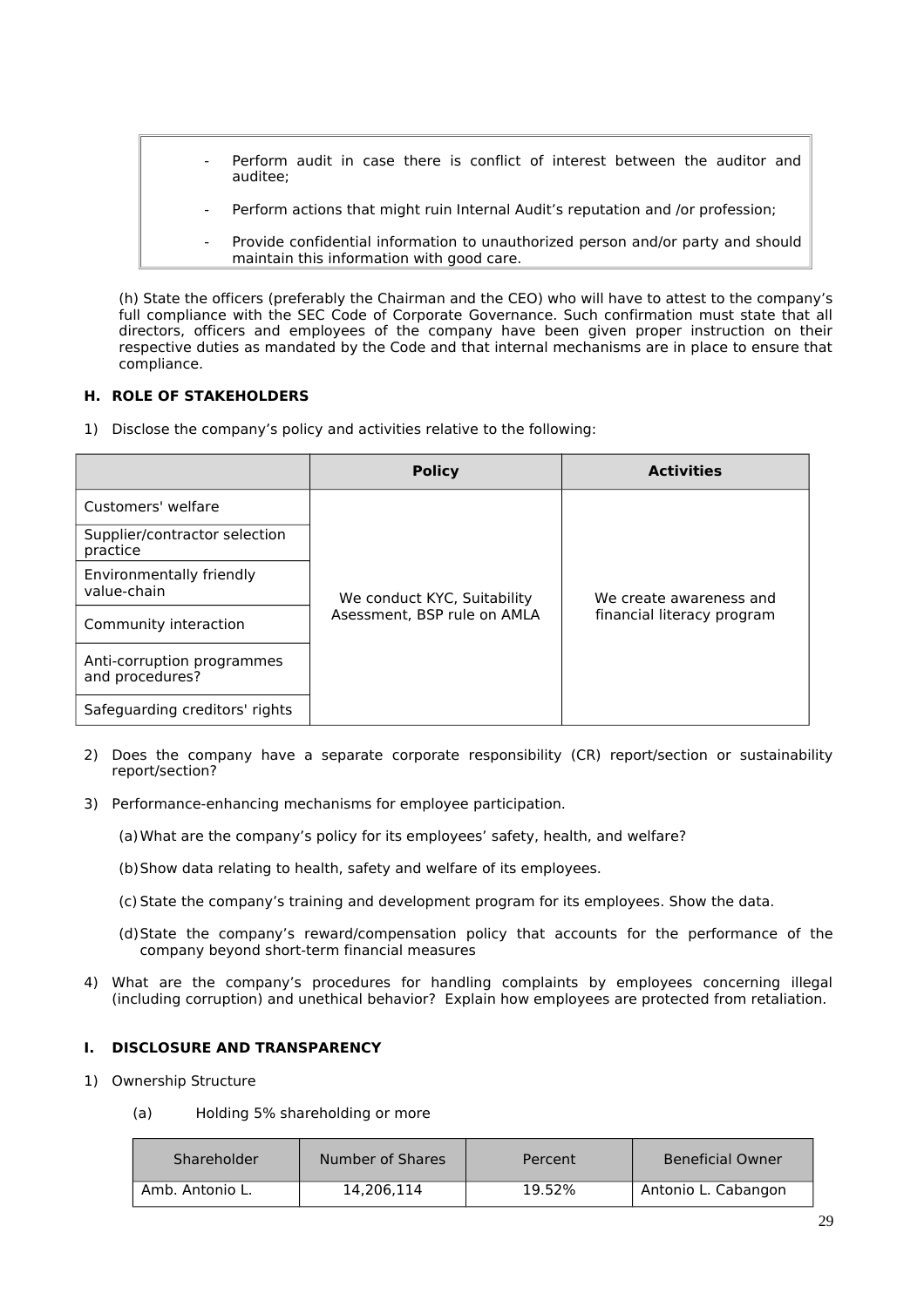| |
|---|
| - Perform audit in case there is conflict of interest between the auditor and auditee;<br>- Perform actions that might ruin Internal Audit's reputation and /or profession;<br>- Provide confidential information to unauthorized person and/or party and should maintain this information with good care. |

(h) State the officers (preferably the Chairman and the CEO) who will have to attest to the company's full compliance with the SEC Code of Corporate Governance. Such confirmation must state that all directors, officers and employees of the company have been given proper instruction on their respective duties as mandated by the Code and that internal mechanisms are in place to ensure that compliance.

## H. ROLE OF STAKEHOLDERS

1) Disclose the company's policy and activities relative to the following:

| | Policy | Activities |
|---|---|---|
| Customers' welfare | We conduct KYC, Suitability Asessment, BSP rule on AMLA | We create awareness and financial literacy program |
| Supplier/contractor selection practice | | |
| Environmentally friendly value-chain | | |
| Community interaction | | |
| Anti-corruption programmes and procedures? | | |
| Safeguarding creditors' rights | | |

2) Does the company have a separate corporate responsibility (CR) report/section or sustainability report/section?

3) Performance-enhancing mechanisms for employee participation.

   (a) What are the company's policy for its employees' safety, health, and welfare?

   (b) Show data relating to health, safety and welfare of its employees.

   (c) State the company's training and development program for its employees. Show the data.

   (d) State the company's reward/compensation policy that accounts for the performance of the company beyond short-term financial measures

4) What are the company's procedures for handling complaints by employees concerning illegal (including corruption) and unethical behavior? Explain how employees are protected from retaliation.

## I. DISCLOSURE AND TRANSPARENCY

1) Ownership Structure

   (a) Holding 5% shareholding or more

| Shareholder | Number of Shares | Percent | Beneficial Owner |
|---|---|---|---|
| Amb. Antonio L. | 14,206,114 | 19.52% | Antonio L. Cabangon |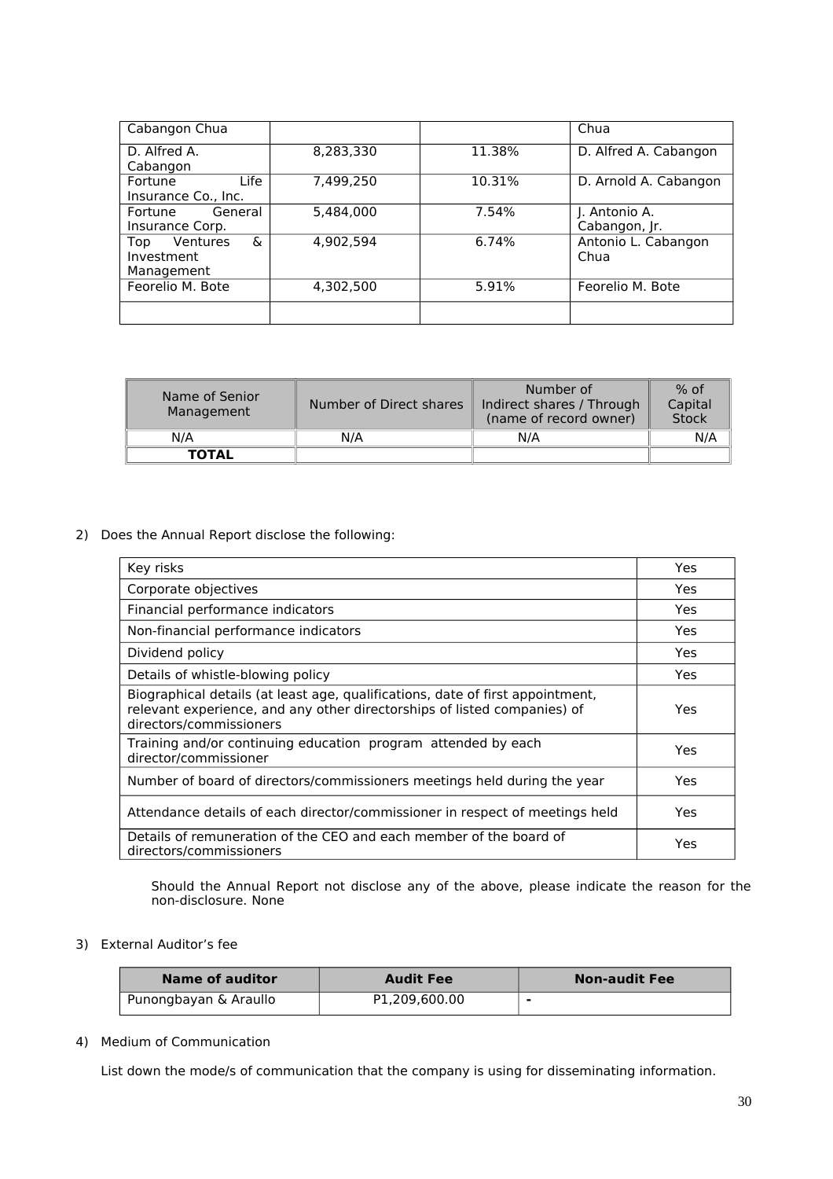| Cabangon Chua | | | Chua |
|---|---|---|---|
| D. Alfred A. Cabangon | 8,283,330 | 11.38% | D. Alfred A. Cabangon |
| Fortune Life Insurance Co., Inc. | 7,499,250 | 10.31% | D. Arnold A. Cabangon |
| Fortune General Insurance Corp. | 5,484,000 | 7.54% | J. Antonio A. Cabangon, Jr. |
| Top Ventures & Investment Management | 4,902,594 | 6.74% | Antonio L. Cabangon Chua |
| Feorelio M. Bote | 4,302,500 | 5.91% | Feorelio M. Bote |
| | | | |

| Name of Senior Management | Number of Direct shares | Number of Indirect shares / Through (name of record owner) | % of Capital Stock |
|---|---|---|---|
| N/A | N/A | N/A | N/A |
| **TOTAL** | | | |

2) Does the Annual Report disclose the following:

| Key risks | Yes |
|---|---|
| Corporate objectives | Yes |
| Financial performance indicators | Yes |
| Non-financial performance indicators | Yes |
| Dividend policy | Yes |
| Details of whistle-blowing policy | Yes |
| Biographical details (at least age, qualifications, date of first appointment, relevant experience, and any other directorships of listed companies) of directors/commissioners | Yes |
| Training and/or continuing education program attended by each director/commissioner | Yes |
| Number of board of directors/commissioners meetings held during the year | Yes |
| Attendance details of each director/commissioner in respect of meetings held | Yes |
| Details of remuneration of the CEO and each member of the board of directors/commissioners | Yes |

Should the Annual Report not disclose any of the above, please indicate the reason for the non-disclosure. None

3) External Auditor's fee

| Name of auditor | Audit Fee | Non-audit Fee |
|---|---|---|
| Punongbayan & Araullo | P1,209,600.00 | - |

4) Medium of Communication

List down the mode/s of communication that the company is using for disseminating information.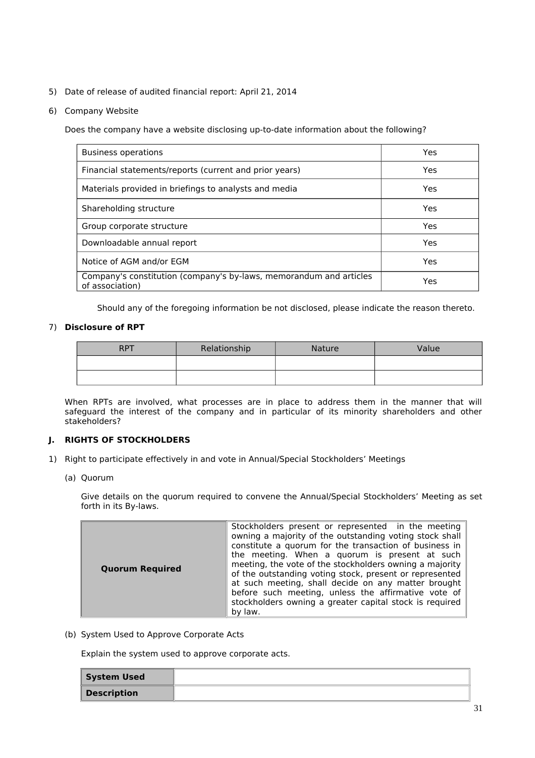5) Date of release of audited financial report: April 21, 2014

6) Company Website

   Does the company have a website disclosing up-to-date information about the following?

| | |
|---|---|
| Business operations | Yes |
| Financial statements/reports (current and prior years) | Yes |
| Materials provided in briefings to analysts and media | Yes |
| Shareholding structure | Yes |
| Group corporate structure | Yes |
| Downloadable annual report | Yes |
| Notice of AGM and/or EGM | Yes |
| Company's constitution (company's by-laws, memorandum and articles of association) | Yes |

   Should any of the foregoing information be not disclosed, please indicate the reason thereto.

7) **Disclosure of RPT**

| RPT | Relationship | Nature | Value |
|---|---|---|---|
| | | | |
| | | | |

   When RPTs are involved, what processes are in place to address them in the manner that will safeguard the interest of the company and in particular of its minority shareholders and other stakeholders?

## J. RIGHTS OF STOCKHOLDERS

1) Right to participate effectively in and vote in Annual/Special Stockholders' Meetings

   (a) Quorum

   Give details on the quorum required to convene the Annual/Special Stockholders' Meeting as set forth in its By-laws.

| | |
|---|---|
| **Quorum Required** | Stockholders present or represented in the meeting owning a majority of the outstanding voting stock shall constitute a quorum for the transaction of business in the meeting. When a quorum is present at such meeting, the vote of the stockholders owning a majority of the outstanding voting stock, present or represented at such meeting, shall decide on any matter brought before such meeting, unless the affirmative vote of stockholders owning a greater capital stock is required by law. |

   (b) System Used to Approve Corporate Acts

   Explain the system used to approve corporate acts.

| | |
|---|---|
| **System Used** | |
| **Description** | |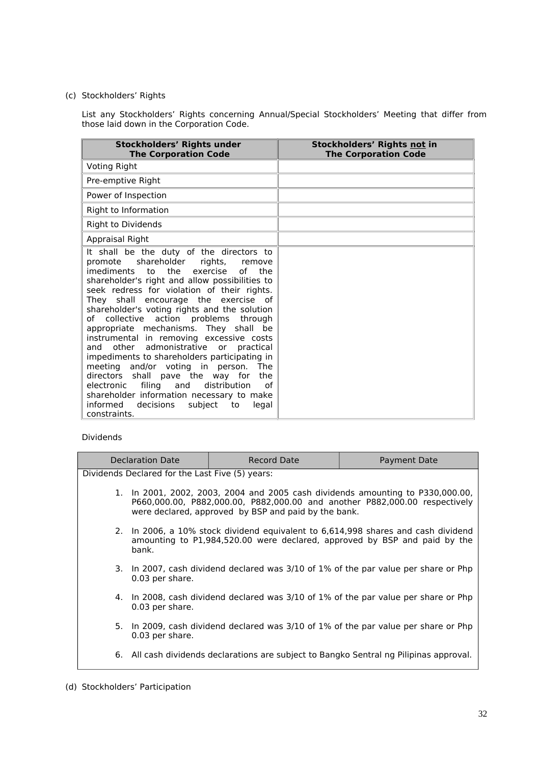(c) Stockholders' Rights

List any Stockholders' Rights concerning Annual/Special Stockholders' Meeting that differ from those laid down in the Corporation Code.

| **Stockholders' Rights under The Corporation Code** | **Stockholders' Rights not in The Corporation Code** |
|---|---|
| Voting Right | |
| Pre-emptive Right | |
| Power of Inspection | |
| Right to Information | |
| Right to Dividends | |
| Appraisal Right | |
| It shall be the duty of the directors to promote shareholder rights, remove imediments to the exercise of the shareholder's right and allow possibilities to seek redress for violation of their rights. They shall encourage the exercise of shareholder's voting rights and the solution of collective action problems through appropriate mechanisms. They shall be instrumental in removing excessive costs and other admonistrative or practical impediments to shareholders participating in meeting and/or voting in person. The directors shall pave the way for the electronic filing and distribution of shareholder information necessary to make informed decisions subject to legal constraints. | |

Dividends

| Declaration Date | Record Date | Payment Date |
|---|---|---|

Dividends Declared for the Last Five (5) years:

1. In 2001, 2002, 2003, 2004 and 2005 cash dividends amounting to P330,000.00, P660,000.00, P882,000.00, P882,000.00 and another P882,000.00 respectively were declared, approved by BSP and paid by the bank.
2. In 2006, a 10% stock dividend equivalent to 6,614,998 shares and cash dividend amounting to P1,984,520.00 were declared, approved by BSP and paid by the bank.
3. In 2007, cash dividend declared was 3/10 of 1% of the par value per share or Php 0.03 per share.
4. In 2008, cash dividend declared was 3/10 of 1% of the par value per share or Php 0.03 per share.
5. In 2009, cash dividend declared was 3/10 of 1% of the par value per share or Php 0.03 per share.
6. All cash dividends declarations are subject to Bangko Sentral ng Pilipinas approval.

(d) Stockholders' Participation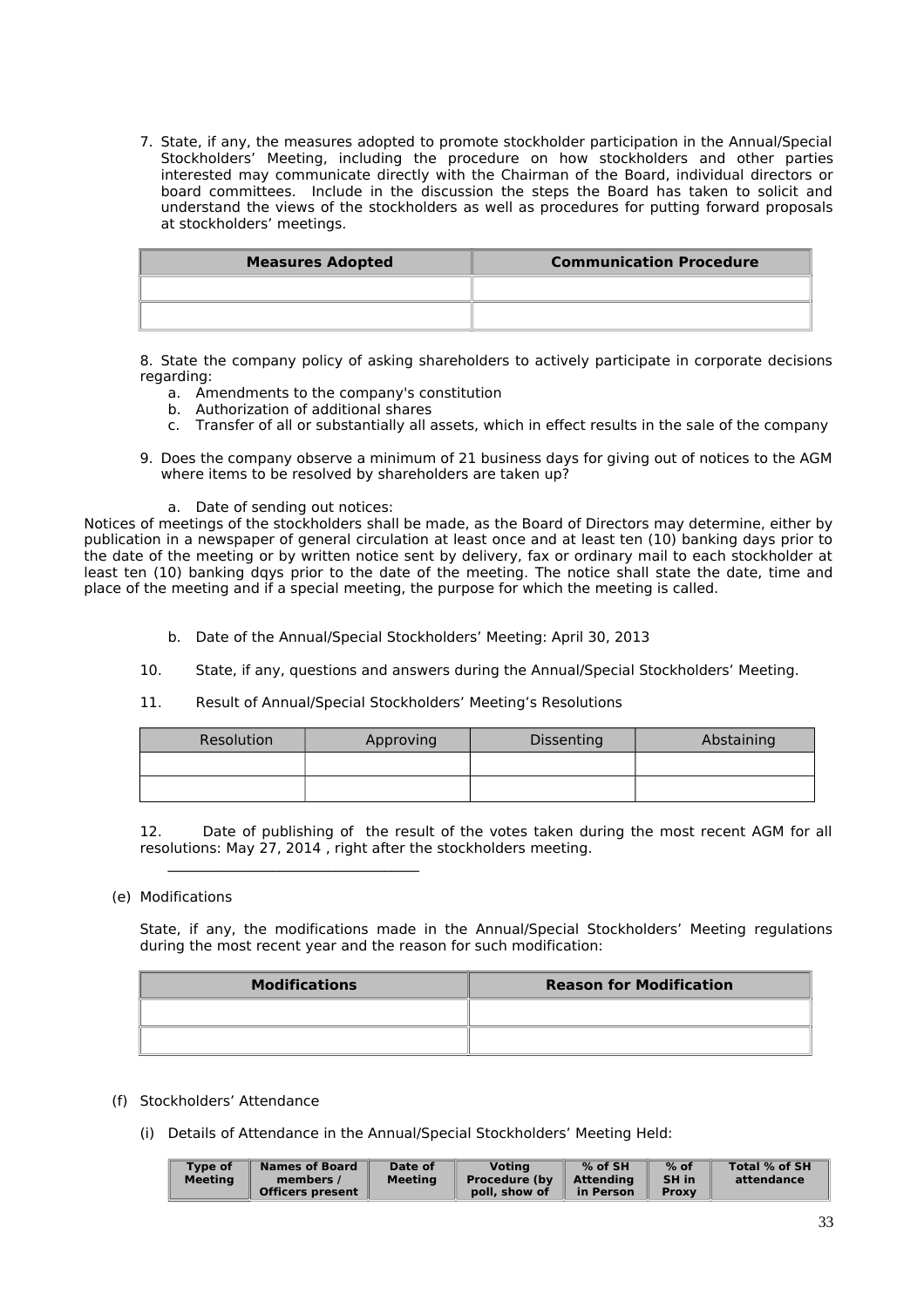7. State, if any, the measures adopted to promote stockholder participation in the Annual/Special Stockholders' Meeting, including the procedure on how stockholders and other parties interested may communicate directly with the Chairman of the Board, individual directors or board committees. Include in the discussion the steps the Board has taken to solicit and understand the views of the stockholders as well as procedures for putting forward proposals at stockholders' meetings.

| **Measures Adopted** | **Communication Procedure** |
|---|---|
| | |
| | |

8. State the company policy of asking shareholders to actively participate in corporate decisions regarding:
   a. Amendments to the company's constitution
   b. Authorization of additional shares
   c. Transfer of all or substantially all assets, which in effect results in the sale of the company

9. Does the company observe a minimum of 21 business days for giving out of notices to the AGM where items to be resolved by shareholders are taken up?

   a. Date of sending out notices:

Notices of meetings of the stockholders shall be made, as the Board of Directors may determine, either by publication in a newspaper of general circulation at least once and at least ten (10) banking days prior to the date of the meeting or by written notice sent by delivery, fax or ordinary mail to each stockholder at least ten (10) banking dqys prior to the date of the meeting. The notice shall state the date, time and place of the meeting and if a special meeting, the purpose for which the meeting is called.

   b. Date of the Annual/Special Stockholders' Meeting: April 30, 2013

10. State, if any, questions and answers during the Annual/Special Stockholders' Meeting.

11. Result of Annual/Special Stockholders' Meeting's Resolutions

| Resolution | Approving | Dissenting | Abstaining |
|---|---|---|---|
| | | | |
| | | | |

12. Date of publishing of the result of the votes taken during the most recent AGM for all resolutions: May 27, 2014 , right after the stockholders meeting.

(e) Modifications

State, if any, the modifications made in the Annual/Special Stockholders' Meeting regulations during the most recent year and the reason for such modification:

| **Modifications** | **Reason for Modification** |
|---|---|
| | |
| | |

(f) Stockholders' Attendance

(i) Details of Attendance in the Annual/Special Stockholders' Meeting Held:

| **Type of Meeting** | **Names of Board members / Officers present** | **Date of Meeting** | **Voting Procedure (by poll, show of** | **% of SH Attending in Person** | **% of SH in Proxy** | **Total % of SH attendance** |
|---|---|---|---|---|---|---|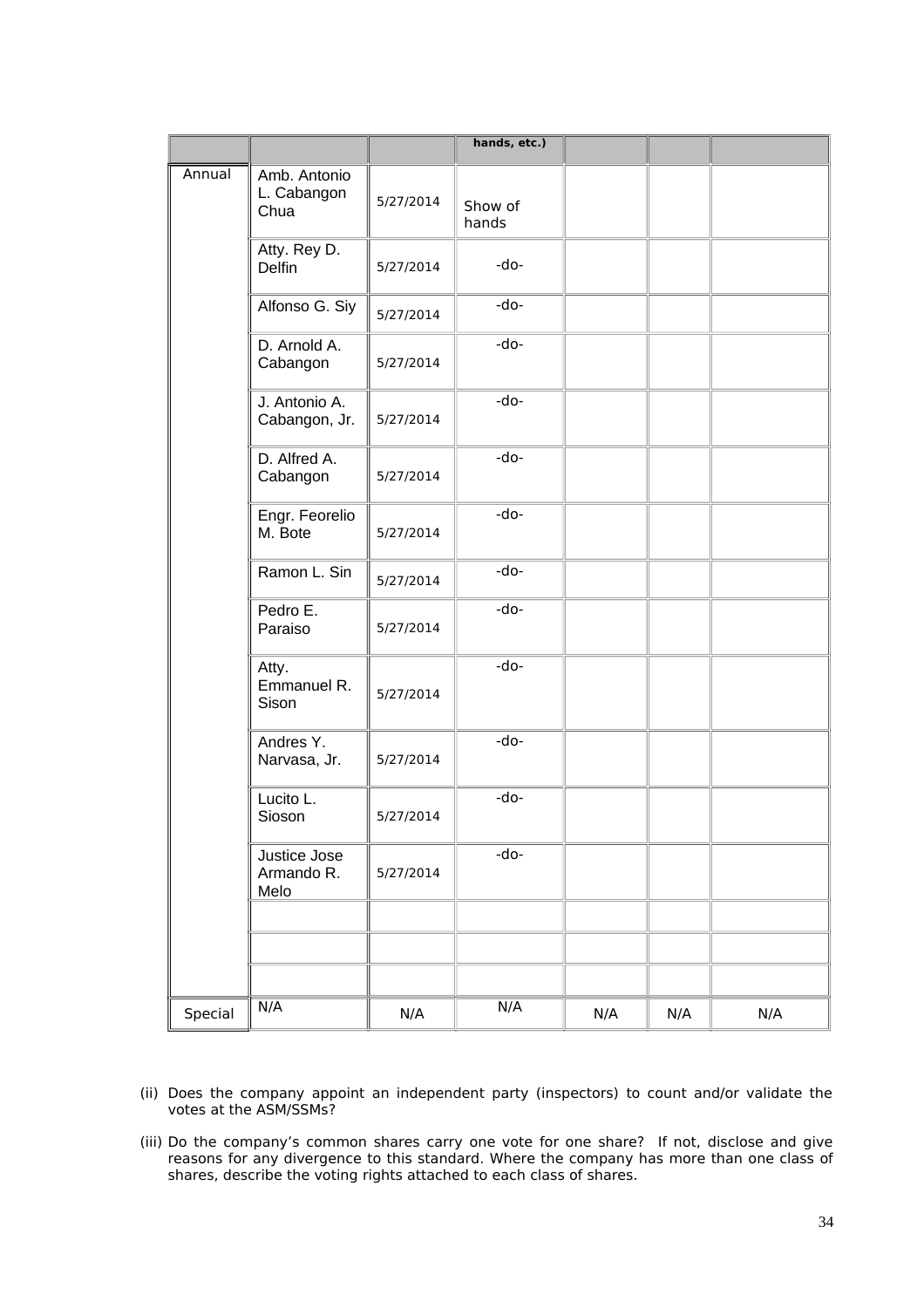| | | | hands, etc.) | | | |
|---|---|---|---|---|---|---|
| Annual | Amb. Antonio L. Cabangon Chua | 5/27/2014 | Show of hands | | | |
| | Atty. Rey D. Delfin | 5/27/2014 | -do- | | | |
| | Alfonso G. Siy | 5/27/2014 | -do- | | | |
| | D. Arnold A. Cabangon | 5/27/2014 | -do- | | | |
| | J. Antonio A. Cabangon, Jr. | 5/27/2014 | -do- | | | |
| | D. Alfred A. Cabangon | 5/27/2014 | -do- | | | |
| | Engr. Feorelio M. Bote | 5/27/2014 | -do- | | | |
| | Ramon L. Sin | 5/27/2014 | -do- | | | |
| | Pedro E. Paraiso | 5/27/2014 | -do- | | | |
| | Atty. Emmanuel R. Sison | 5/27/2014 | -do- | | | |
| | Andres Y. Narvasa, Jr. | 5/27/2014 | -do- | | | |
| | Lucito L. Sioson | 5/27/2014 | -do- | | | |
| | Justice Jose Armando R. Melo | 5/27/2014 | -do- | | | |
| | | | | | | |
| | | | | | | |
| | | | | | | |
| Special | N/A | N/A | N/A | N/A | N/A | N/A |

(ii) Does the company appoint an independent party (inspectors) to count and/or validate the votes at the ASM/SSMs?

(iii) Do the company's common shares carry one vote for one share? If not, disclose and give reasons for any divergence to this standard. Where the company has more than one class of shares, describe the voting rights attached to each class of shares.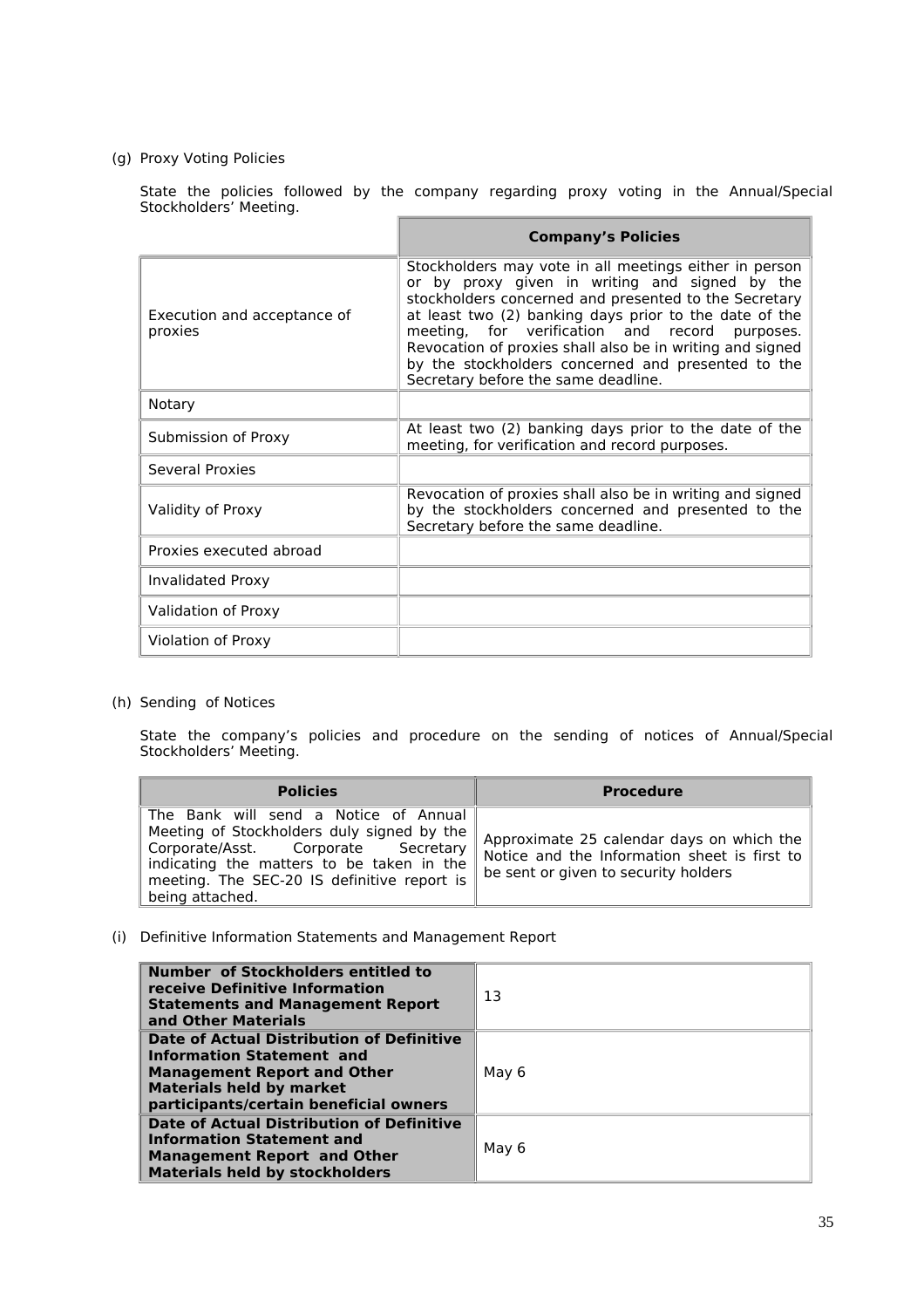(g) Proxy Voting Policies

State the policies followed by the company regarding proxy voting in the Annual/Special Stockholders' Meeting.

| | **Company's Policies** |
|---|---|
| Execution and acceptance of proxies | Stockholders may vote in all meetings either in person or by proxy given in writing and signed by the stockholders concerned and presented to the Secretary at least two (2) banking days prior to the date of the meeting, for verification and record purposes. Revocation of proxies shall also be in writing and signed by the stockholders concerned and presented to the Secretary before the same deadline. |
| Notary | |
| Submission of Proxy | At least two (2) banking days prior to the date of the meeting, for verification and record purposes. |
| Several Proxies | |
| Validity of Proxy | Revocation of proxies shall also be in writing and signed by the stockholders concerned and presented to the Secretary before the same deadline. |
| Proxies executed abroad | |
| Invalidated Proxy | |
| Validation of Proxy | |
| Violation of Proxy | |

(h) Sending of Notices

State the company's policies and procedure on the sending of notices of Annual/Special Stockholders' Meeting.

| **Policies** | **Procedure** |
|---|---|
| The Bank will send a Notice of Annual Meeting of Stockholders duly signed by the Corporate/Asst. Corporate Secretary indicating the matters to be taken in the meeting. The SEC-20 IS definitive report is being attached. | Approximate 25 calendar days on which the Notice and the Information sheet is first to be sent or given to security holders |

(i) Definitive Information Statements and Management Report

| | |
|---|---|
| **Number of Stockholders entitled to receive Definitive Information Statements and Management Report and Other Materials** | 13 |
| **Date of Actual Distribution of Definitive Information Statement and Management Report and Other Materials held by market participants/certain beneficial owners** | May 6 |
| **Date of Actual Distribution of Definitive Information Statement and Management Report and Other Materials held by stockholders** | May 6 |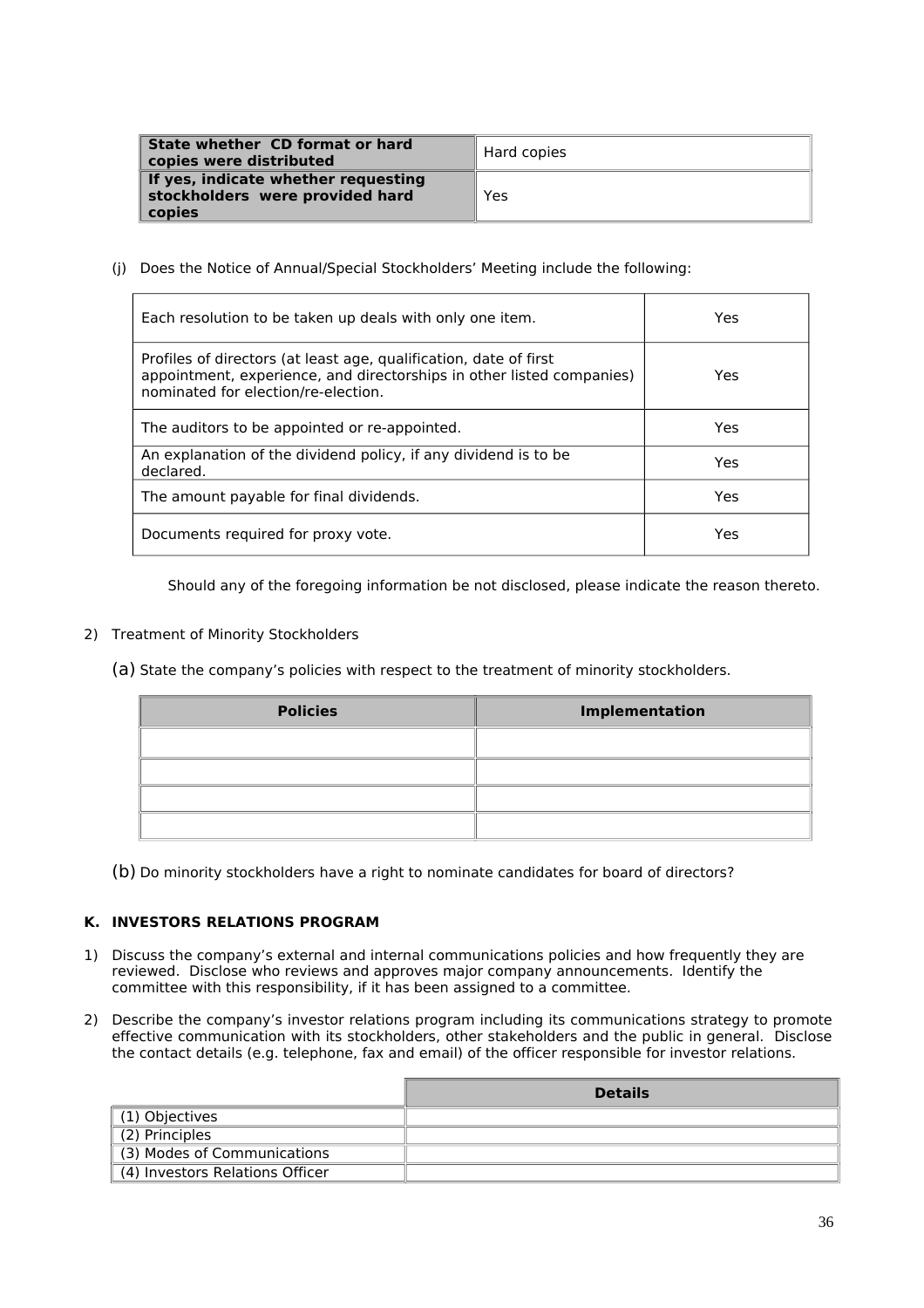| State whether CD format or hard copies were distributed | Hard copies |
|---|---|
| If yes, indicate whether requesting stockholders were provided hard copies | Yes |

(j) Does the Notice of Annual/Special Stockholders' Meeting include the following:

| | |
|---|---|
| Each resolution to be taken up deals with only one item. | Yes |
| Profiles of directors (at least age, qualification, date of first appointment, experience, and directorships in other listed companies) nominated for election/re-election. | Yes |
| The auditors to be appointed or re-appointed. | Yes |
| An explanation of the dividend policy, if any dividend is to be declared. | Yes |
| The amount payable for final dividends. | Yes |
| Documents required for proxy vote. | Yes |

Should any of the foregoing information be not disclosed, please indicate the reason thereto.

2) Treatment of Minority Stockholders

(a) State the company's policies with respect to the treatment of minority stockholders.

| Policies | Implementation |
|---|---|
| | |
| | |
| | |
| | |

(b) Do minority stockholders have a right to nominate candidates for board of directors?

## K. INVESTORS RELATIONS PROGRAM

1) Discuss the company's external and internal communications policies and how frequently they are reviewed. Disclose who reviews and approves major company announcements. Identify the committee with this responsibility, if it has been assigned to a committee.

2) Describe the company's investor relations program including its communications strategy to promote effective communication with its stockholders, other stakeholders and the public in general. Disclose the contact details (e.g. telephone, fax and email) of the officer responsible for investor relations.

| | Details |
|---|---|
| (1) Objectives | |
| (2) Principles | |
| (3) Modes of Communications | |
| (4) Investors Relations Officer | |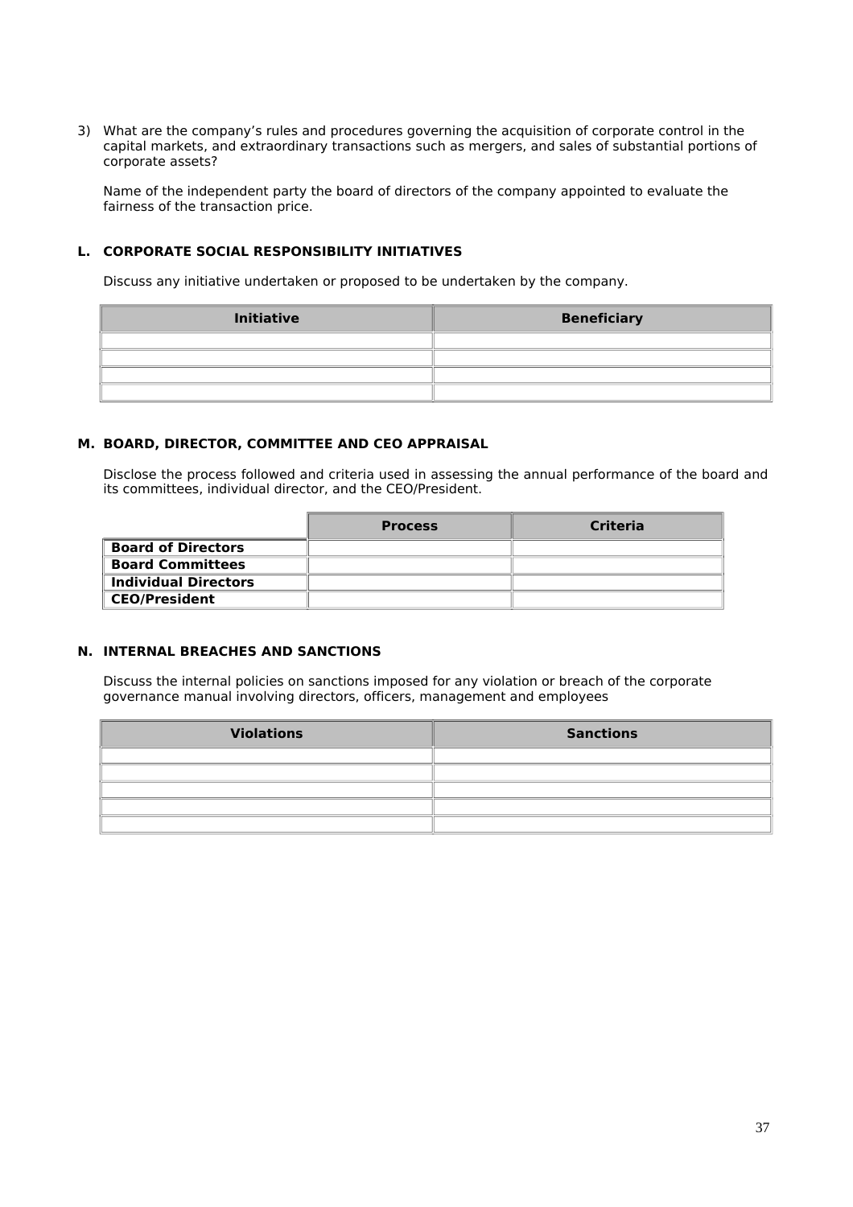3) What are the company's rules and procedures governing the acquisition of corporate control in the capital markets, and extraordinary transactions such as mergers, and sales of substantial portions of corporate assets?

   Name of the independent party the board of directors of the company appointed to evaluate the fairness of the transaction price.

## L. CORPORATE SOCIAL RESPONSIBILITY INITIATIVES

Discuss any initiative undertaken or proposed to be undertaken by the company.

| Initiative | Beneficiary |
|---|---|
| | |
| | |
| | |
| | |

## M. BOARD, DIRECTOR, COMMITTEE AND CEO APPRAISAL

Disclose the process followed and criteria used in assessing the annual performance of the board and its committees, individual director, and the CEO/President.

| | Process | Criteria |
|---|---|---|
| **Board of Directors** | | |
| **Board Committees** | | |
| **Individual Directors** | | |
| **CEO/President** | | |

## N. INTERNAL BREACHES AND SANCTIONS

Discuss the internal policies on sanctions imposed for any violation or breach of the corporate governance manual involving directors, officers, management and employees

| Violations | Sanctions |
|---|---|
| | |
| | |
| | |
| | |
| | |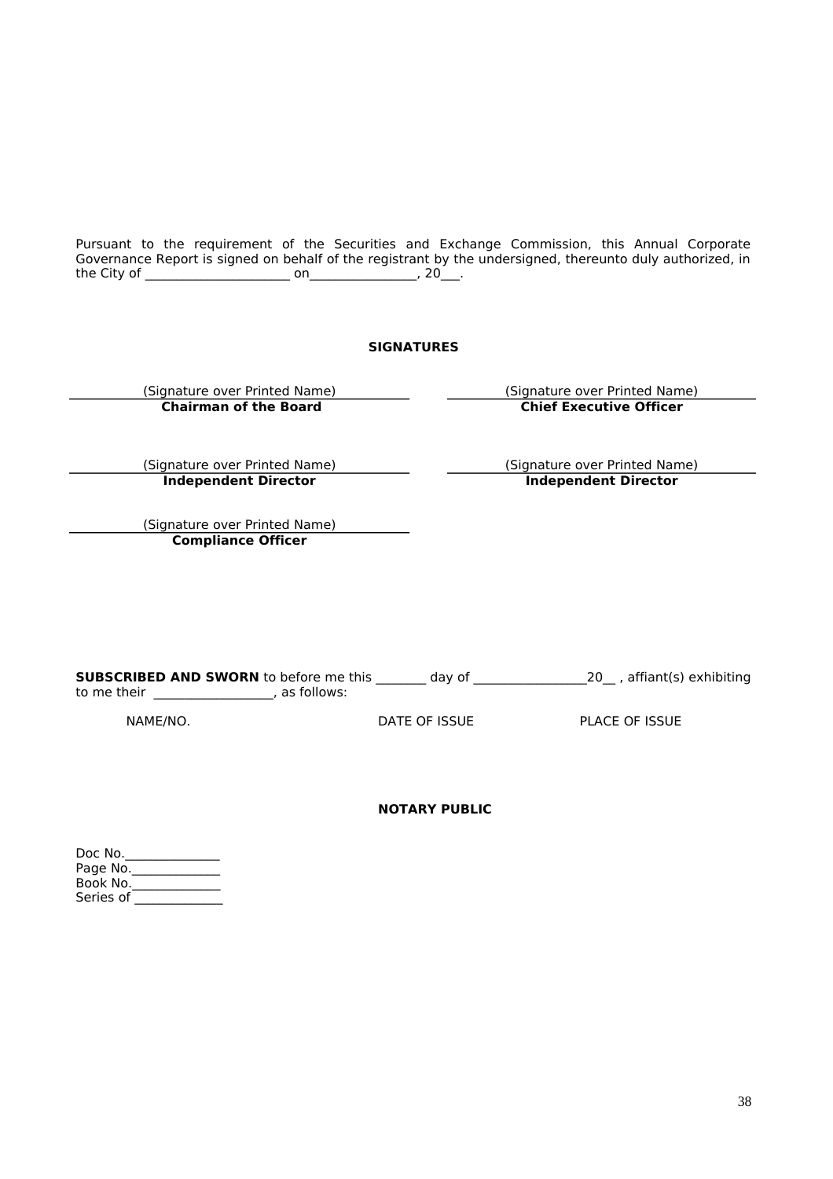Pursuant to the requirement of the Securities and Exchange Commission, this Annual Corporate Governance Report is signed on behalf of the registrant by the undersigned, thereunto duly authorized, in the City of ______________________ on________________, 20___.

**SIGNATURES**

| | |
|---|---|
| (Signature over Printed Name)<br>**Chairman of the Board** | (Signature over Printed Name)<br>**Chief Executive Officer** |
| (Signature over Printed Name)<br>**Independent Director** | (Signature over Printed Name)<br>**Independent Director** |
| (Signature over Printed Name)<br>**Compliance Officer** | |

**SUBSCRIBED AND SWORN** to before me this ________ day of _________________20__ , affiant(s) exhibiting to me their __________________, as follows:

| NAME/NO. | DATE OF ISSUE | PLACE OF ISSUE |
|---|---|---|

**NOTARY PUBLIC**

Doc No.______________
Page No._____________
Book No._____________
Series of _____________